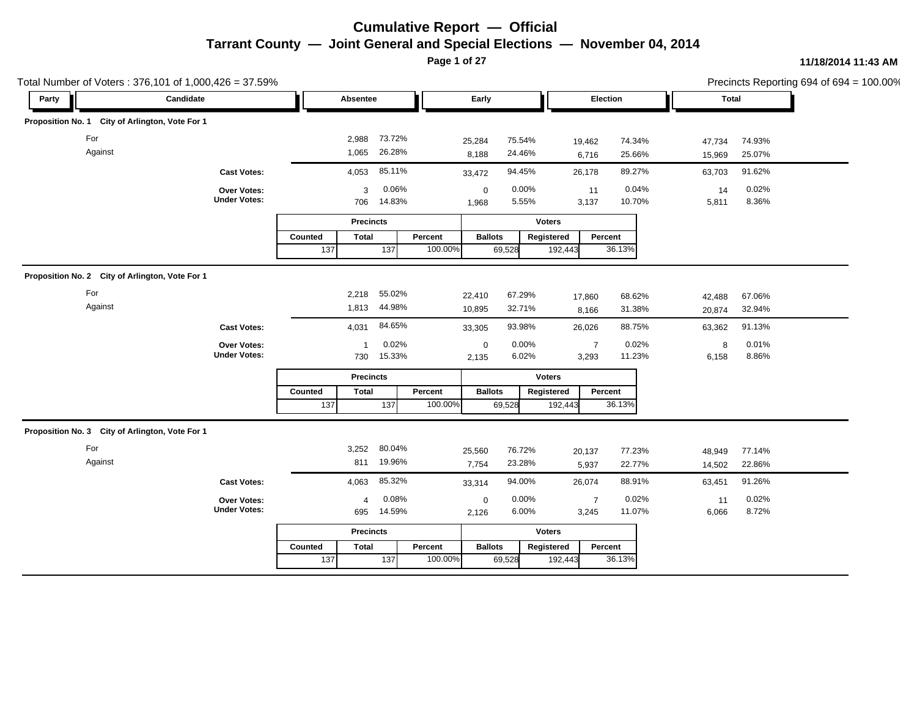# Cumulative Report — Official

## Tarrant County — Joint General and Special Elections — November 04, 2014

11/18/2014 11:43 AM

Total Number of Voters : 376,101 of 1,000,426 = 37.59%

Precincts Reporting 694 of 694 = 100.00%

### Proposition No. 1 City of Arlington, Vote For 1

| Party | Candidate | Absentee | | Early | | Election | | Total | |
|---|---|---|---|---|---|---|---|---|---|
| | For | 2,988 | 73.72% | 25,284 | 75.54% | 19,462 | 74.34% | 47,734 | 74.93% |
| | Against | 1,065 | 26.28% | 8,188 | 24.46% | 6,716 | 25.66% | 15,969 | 25.07% |
| | **Cast Votes:** | 4,053 | 85.11% | 33,472 | 94.45% | 26,178 | 89.27% | 63,703 | 91.62% |
| | **Over Votes:** | 3 | 0.06% | 0 | 0.00% | 11 | 0.04% | 14 | 0.02% |
| | **Under Votes:** | 706 | 14.83% | 1,968 | 5.55% | 3,137 | 10.70% | 5,811 | 8.36% |

| Precincts | | | Voters | | |
|---|---|---|---|---|---|
| **Counted** | **Total** | **Percent** | **Ballots** | **Registered** | **Percent** |
| 137 | 137 | 100.00% | 69,528 | 192,443 | 36.13% |

### Proposition No. 2 City of Arlington, Vote For 1

| Party | Candidate | Absentee | | Early | | Election | | Total | |
|---|---|---|---|---|---|---|---|---|---|
| | For | 2,218 | 55.02% | 22,410 | 67.29% | 17,860 | 68.62% | 42,488 | 67.06% |
| | Against | 1,813 | 44.98% | 10,895 | 32.71% | 8,166 | 31.38% | 20,874 | 32.94% |
| | **Cast Votes:** | 4,031 | 84.65% | 33,305 | 93.98% | 26,026 | 88.75% | 63,362 | 91.13% |
| | **Over Votes:** | 1 | 0.02% | 0 | 0.00% | 7 | 0.02% | 8 | 0.01% |
| | **Under Votes:** | 730 | 15.33% | 2,135 | 6.02% | 3,293 | 11.23% | 6,158 | 8.86% |

| Precincts | | | Voters | | |
|---|---|---|---|---|---|
| **Counted** | **Total** | **Percent** | **Ballots** | **Registered** | **Percent** |
| 137 | 137 | 100.00% | 69,528 | 192,443 | 36.13% |

### Proposition No. 3 City of Arlington, Vote For 1

| Party | Candidate | Absentee | | Early | | Election | | Total | |
|---|---|---|---|---|---|---|---|---|---|
| | For | 3,252 | 80.04% | 25,560 | 76.72% | 20,137 | 77.23% | 48,949 | 77.14% |
| | Against | 811 | 19.96% | 7,754 | 23.28% | 5,937 | 22.77% | 14,502 | 22.86% |
| | **Cast Votes:** | 4,063 | 85.32% | 33,314 | 94.00% | 26,074 | 88.91% | 63,451 | 91.26% |
| | **Over Votes:** | 4 | 0.08% | 0 | 0.00% | 7 | 0.02% | 11 | 0.02% |
| | **Under Votes:** | 695 | 14.59% | 2,126 | 6.00% | 3,245 | 11.07% | 6,066 | 8.72% |

| Precincts | | | Voters | | |
|---|---|---|---|---|---|
| **Counted** | **Total** | **Percent** | **Ballots** | **Registered** | **Percent** |
| 137 | 137 | 100.00% | 69,528 | 192,443 | 36.13% |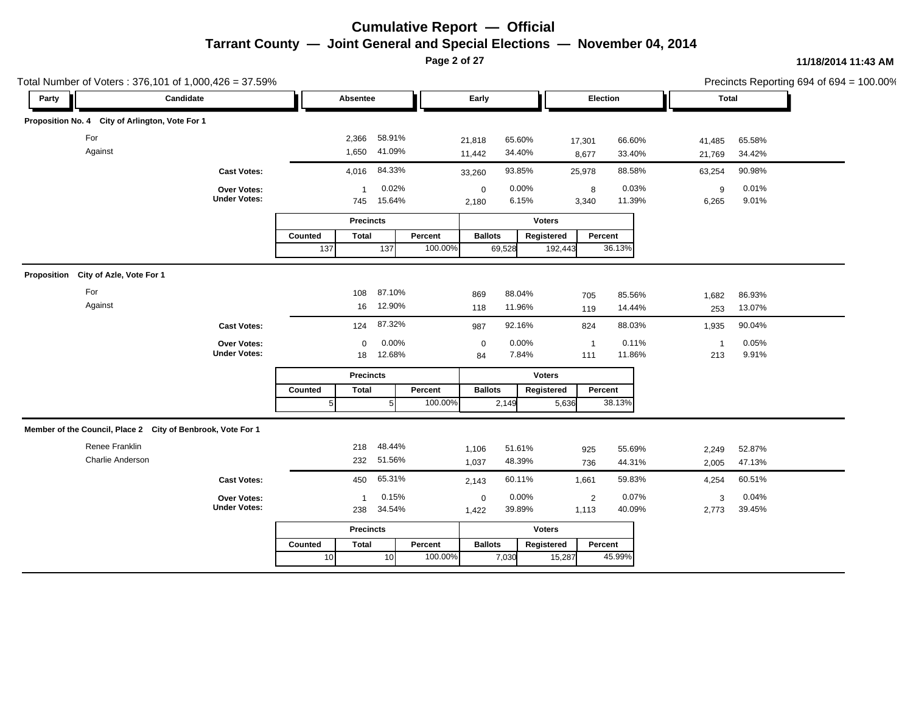# Cumulative Report — Official

## Tarrant County — Joint General and Special Elections — November 04, 2014

11/18/2014 11:43 AM

Total Number of Voters : 376,101 of 1,000,426 = 37.59%

Precincts Reporting 694 of 694 = 100.00%

### Proposition No. 4 City of Arlington, Vote For 1

| Party | Candidate | Absentee | | Early | | Election | | Total | |
|---|---|---|---|---|---|---|---|---|---|
| | For | 2,366 | 58.91% | 21,818 | 65.60% | 17,301 | 66.60% | 41,485 | 65.58% |
| | Against | 1,650 | 41.09% | 11,442 | 34.40% | 8,677 | 33.40% | 21,769 | 34.42% |
| | **Cast Votes:** | 4,016 | 84.33% | 33,260 | 93.85% | 25,978 | 88.58% | 63,254 | 90.98% |
| | **Over Votes:** | 1 | 0.02% | 0 | 0.00% | 8 | 0.03% | 9 | 0.01% |
| | **Under Votes:** | 745 | 15.64% | 2,180 | 6.15% | 3,340 | 11.39% | 6,265 | 9.01% |

| Precincts | | | Voters | | |
|---|---|---|---|---|---|
| Counted | Total | Percent | Ballots | Registered | Percent |
| 137 | 137 | 100.00% | 69,528 | 192,443 | 36.13% |

### Proposition City of Azle, Vote For 1

| Party | Candidate | Absentee | | Early | | Election | | Total | |
|---|---|---|---|---|---|---|---|---|---|
| | For | 108 | 87.10% | 869 | 88.04% | 705 | 85.56% | 1,682 | 86.93% |
| | Against | 16 | 12.90% | 118 | 11.96% | 119 | 14.44% | 253 | 13.07% |
| | **Cast Votes:** | 124 | 87.32% | 987 | 92.16% | 824 | 88.03% | 1,935 | 90.04% |
| | **Over Votes:** | 0 | 0.00% | 0 | 0.00% | 1 | 0.11% | 1 | 0.05% |
| | **Under Votes:** | 18 | 12.68% | 84 | 7.84% | 111 | 11.86% | 213 | 9.91% |

| Precincts | | | Voters | | |
|---|---|---|---|---|---|
| Counted | Total | Percent | Ballots | Registered | Percent |
| 5 | 5 | 100.00% | 2,149 | 5,636 | 38.13% |

### Member of the Council, Place 2 City of Benbrook, Vote For 1

| Party | Candidate | Absentee | | Early | | Election | | Total | |
|---|---|---|---|---|---|---|---|---|---|
| | Renee Franklin | 218 | 48.44% | 1,106 | 51.61% | 925 | 55.69% | 2,249 | 52.87% |
| | Charlie Anderson | 232 | 51.56% | 1,037 | 48.39% | 736 | 44.31% | 2,005 | 47.13% |
| | **Cast Votes:** | 450 | 65.31% | 2,143 | 60.11% | 1,661 | 59.83% | 4,254 | 60.51% |
| | **Over Votes:** | 1 | 0.15% | 0 | 0.00% | 2 | 0.07% | 3 | 0.04% |
| | **Under Votes:** | 238 | 34.54% | 1,422 | 39.89% | 1,113 | 40.09% | 2,773 | 39.45% |

| Precincts | | | Voters | | |
|---|---|---|---|---|---|
| Counted | Total | Percent | Ballots | Registered | Percent |
| 10 | 10 | 100.00% | 7,030 | 15,287 | 45.99% |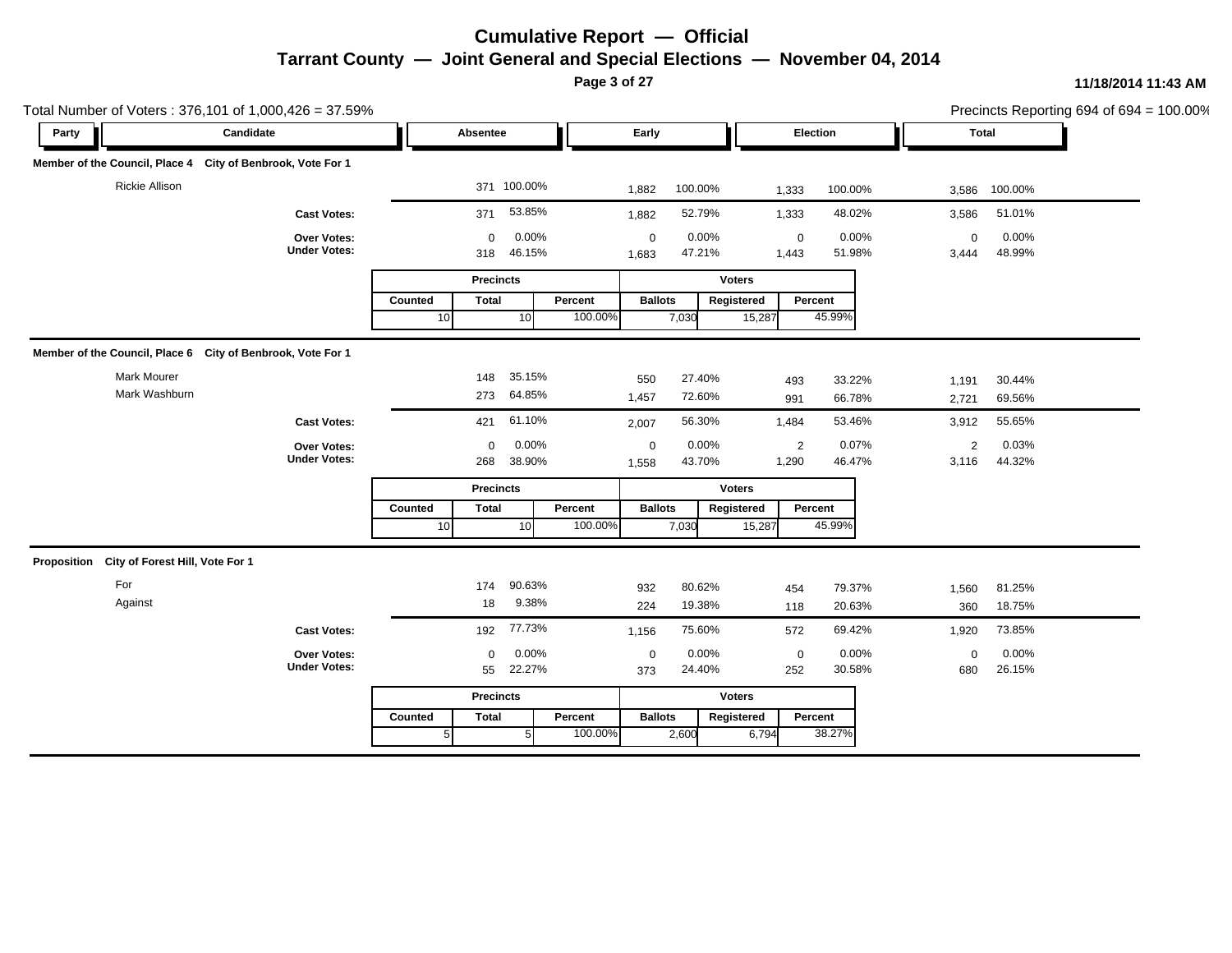# Cumulative Report — Official

## Tarrant County — Joint General and Special Elections — November 04, 2014

11/18/2014 11:43 AM

Total Number of Voters : 376,101 of 1,000,426 = 37.59%

Precincts Reporting 694 of 694 = 100.00%

### Member of the Council, Place 4 City of Benbrook, Vote For 1

| Party | Candidate | Absentee | | Early | | Election | | Total | |
|---|---|---|---|---|---|---|---|---|---|
| | Rickie Allison | 371 | 100.00% | 1,882 | 100.00% | 1,333 | 100.00% | 3,586 | 100.00% |
| | **Cast Votes:** | 371 | 53.85% | 1,882 | 52.79% | 1,333 | 48.02% | 3,586 | 51.01% |
| | **Over Votes:** | 0 | 0.00% | 0 | 0.00% | 0 | 0.00% | 0 | 0.00% |
| | **Under Votes:** | 318 | 46.15% | 1,683 | 47.21% | 1,443 | 51.98% | 3,444 | 48.99% |

| Precincts | | | Voters | | |
|---|---|---|---|---|---|
| Counted | Total | Percent | Ballots | Registered | Percent |
| 10 | 10 | 100.00% | 7,030 | 15,287 | 45.99% |

### Member of the Council, Place 6 City of Benbrook, Vote For 1

| Party | Candidate | Absentee | | Early | | Election | | Total | |
|---|---|---|---|---|---|---|---|---|---|
| | Mark Mourer | 148 | 35.15% | 550 | 27.40% | 493 | 33.22% | 1,191 | 30.44% |
| | Mark Washburn | 273 | 64.85% | 1,457 | 72.60% | 991 | 66.78% | 2,721 | 69.56% |
| | **Cast Votes:** | 421 | 61.10% | 2,007 | 56.30% | 1,484 | 53.46% | 3,912 | 55.65% |
| | **Over Votes:** | 0 | 0.00% | 0 | 0.00% | 2 | 0.07% | 2 | 0.03% |
| | **Under Votes:** | 268 | 38.90% | 1,558 | 43.70% | 1,290 | 46.47% | 3,116 | 44.32% |

| Precincts | | | Voters | | |
|---|---|---|---|---|---|
| Counted | Total | Percent | Ballots | Registered | Percent |
| 10 | 10 | 100.00% | 7,030 | 15,287 | 45.99% |

### Proposition City of Forest Hill, Vote For 1

| Party | Candidate | Absentee | | Early | | Election | | Total | |
|---|---|---|---|---|---|---|---|---|---|
| | For | 174 | 90.63% | 932 | 80.62% | 454 | 79.37% | 1,560 | 81.25% |
| | Against | 18 | 9.38% | 224 | 19.38% | 118 | 20.63% | 360 | 18.75% |
| | **Cast Votes:** | 192 | 77.73% | 1,156 | 75.60% | 572 | 69.42% | 1,920 | 73.85% |
| | **Over Votes:** | 0 | 0.00% | 0 | 0.00% | 0 | 0.00% | 0 | 0.00% |
| | **Under Votes:** | 55 | 22.27% | 373 | 24.40% | 252 | 30.58% | 680 | 26.15% |

| Precincts | | | Voters | | |
|---|---|---|---|---|---|
| Counted | Total | Percent | Ballots | Registered | Percent |
| 5 | 5 | 100.00% | 2,600 | 6,794 | 38.27% |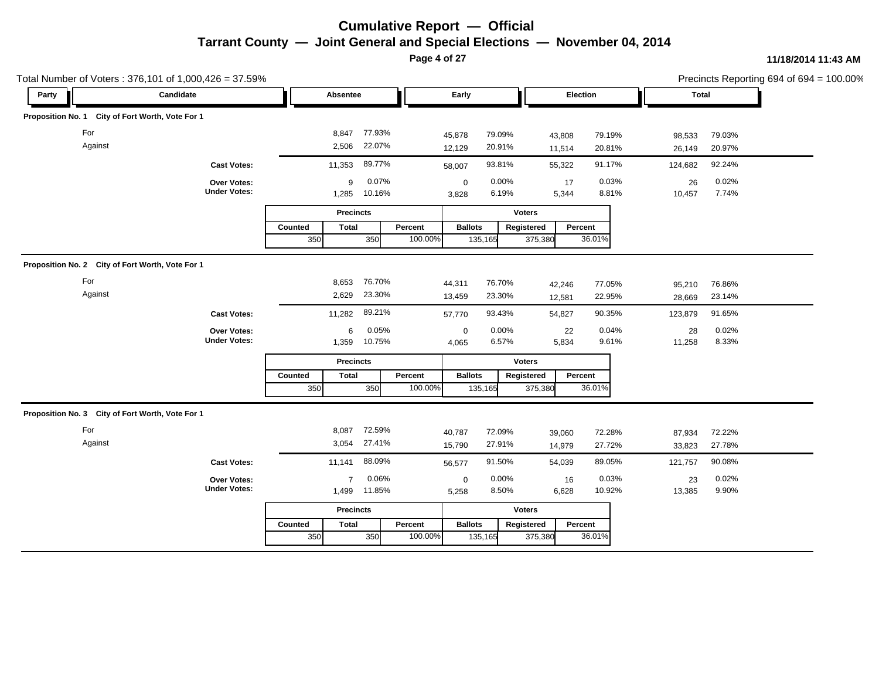# Cumulative Report — Official

## Tarrant County — Joint General and Special Elections — November 04, 2014

**11/18/2014 11:43 AM**

Total Number of Voters : 376,101 of 1,000,426 = 37.59%

Precincts Reporting 694 of 694 = 100.00%

### Proposition No. 1 City of Fort Worth, Vote For 1

| Party | Candidate | Absentee | | Early | | Election | | Total | |
|---|---|---|---|---|---|---|---|---|---|
| | For | 8,847 | 77.93% | 45,878 | 79.09% | 43,808 | 79.19% | 98,533 | 79.03% |
| | Against | 2,506 | 22.07% | 12,129 | 20.91% | 11,514 | 20.81% | 26,149 | 20.97% |
| | **Cast Votes:** | 11,353 | 89.77% | 58,007 | 93.81% | 55,322 | 91.17% | 124,682 | 92.24% |
| | **Over Votes:** | 9 | 0.07% | 0 | 0.00% | 17 | 0.03% | 26 | 0.02% |
| | **Under Votes:** | 1,285 | 10.16% | 3,828 | 6.19% | 5,344 | 8.81% | 10,457 | 7.74% |

| Precincts | | | Voters | | |
|---|---|---|---|---|---|
| Counted | Total | Percent | Ballots | Registered | Percent |
| 350 | 350 | 100.00% | 135,165 | 375,380 | 36.01% |

### Proposition No. 2 City of Fort Worth, Vote For 1

| Party | Candidate | Absentee | | Early | | Election | | Total | |
|---|---|---|---|---|---|---|---|---|---|
| | For | 8,653 | 76.70% | 44,311 | 76.70% | 42,246 | 77.05% | 95,210 | 76.86% |
| | Against | 2,629 | 23.30% | 13,459 | 23.30% | 12,581 | 22.95% | 28,669 | 23.14% |
| | **Cast Votes:** | 11,282 | 89.21% | 57,770 | 93.43% | 54,827 | 90.35% | 123,879 | 91.65% |
| | **Over Votes:** | 6 | 0.05% | 0 | 0.00% | 22 | 0.04% | 28 | 0.02% |
| | **Under Votes:** | 1,359 | 10.75% | 4,065 | 6.57% | 5,834 | 9.61% | 11,258 | 8.33% |

| Precincts | | | Voters | | |
|---|---|---|---|---|---|
| Counted | Total | Percent | Ballots | Registered | Percent |
| 350 | 350 | 100.00% | 135,165 | 375,380 | 36.01% |

### Proposition No. 3 City of Fort Worth, Vote For 1

| Party | Candidate | Absentee | | Early | | Election | | Total | |
|---|---|---|---|---|---|---|---|---|---|
| | For | 8,087 | 72.59% | 40,787 | 72.09% | 39,060 | 72.28% | 87,934 | 72.22% |
| | Against | 3,054 | 27.41% | 15,790 | 27.91% | 14,979 | 27.72% | 33,823 | 27.78% |
| | **Cast Votes:** | 11,141 | 88.09% | 56,577 | 91.50% | 54,039 | 89.05% | 121,757 | 90.08% |
| | **Over Votes:** | 7 | 0.06% | 0 | 0.00% | 16 | 0.03% | 23 | 0.02% |
| | **Under Votes:** | 1,499 | 11.85% | 5,258 | 8.50% | 6,628 | 10.92% | 13,385 | 9.90% |

| Precincts | | | Voters | | |
|---|---|---|---|---|---|
| Counted | Total | Percent | Ballots | Registered | Percent |
| 350 | 350 | 100.00% | 135,165 | 375,380 | 36.01% |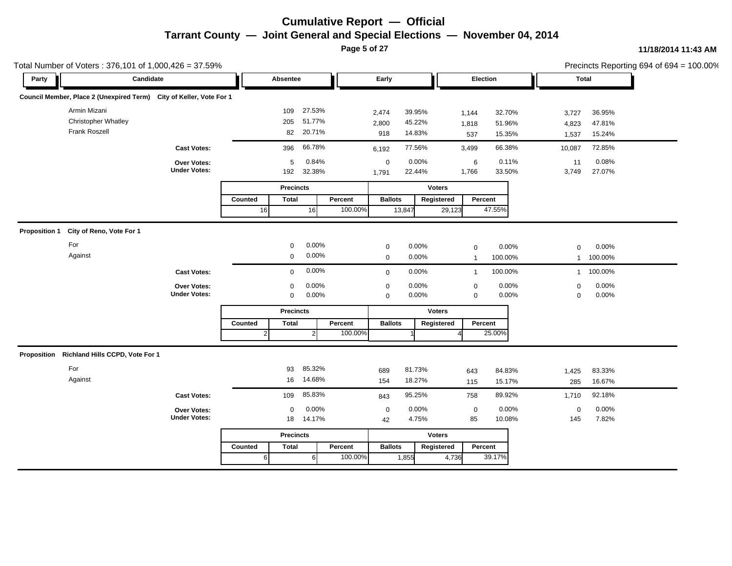# Cumulative Report — Official

## Tarrant County — Joint General and Special Elections — November 04, 2014

11/18/2014 11:43 AM

Total Number of Voters : 376,101 of 1,000,426 = 37.59%

Precincts Reporting 694 of 694 = 100.00%

### Council Member, Place 2 (Unexpired Term) City of Keller, Vote For 1

| Party | Candidate | Absentee | | Early | | Election | | Total | |
|---|---|---|---|---|---|---|---|---|---|
| | Armin Mizani | 109 | 27.53% | 2,474 | 39.95% | 1,144 | 32.70% | 3,727 | 36.95% |
| | Christopher Whatley | 205 | 51.77% | 2,800 | 45.22% | 1,818 | 51.96% | 4,823 | 47.81% |
| | Frank Roszell | 82 | 20.71% | 918 | 14.83% | 537 | 15.35% | 1,537 | 15.24% |
| | **Cast Votes:** | 396 | 66.78% | 6,192 | 77.56% | 3,499 | 66.38% | 10,087 | 72.85% |
| | **Over Votes:** | 5 | 0.84% | 0 | 0.00% | 6 | 0.11% | 11 | 0.08% |
| | **Under Votes:** | 192 | 32.38% | 1,791 | 22.44% | 1,766 | 33.50% | 3,749 | 27.07% |

| Precincts | | | Voters | | |
|---|---|---|---|---|---|
| Counted | Total | Percent | Ballots | Registered | Percent |
| 16 | 16 | 100.00% | 13,847 | 29,123 | 47.55% |

### Proposition 1 City of Reno, Vote For 1

| Party | Candidate | Absentee | | Early | | Election | | Total | |
|---|---|---|---|---|---|---|---|---|---|
| | For | 0 | 0.00% | 0 | 0.00% | 0 | 0.00% | 0 | 0.00% |
| | Against | 0 | 0.00% | 0 | 0.00% | 1 | 100.00% | 1 | 100.00% |
| | **Cast Votes:** | 0 | 0.00% | 0 | 0.00% | 1 | 100.00% | 1 | 100.00% |
| | **Over Votes:** | 0 | 0.00% | 0 | 0.00% | 0 | 0.00% | 0 | 0.00% |
| | **Under Votes:** | 0 | 0.00% | 0 | 0.00% | 0 | 0.00% | 0 | 0.00% |

| Precincts | | | Voters | | |
|---|---|---|---|---|---|
| Counted | Total | Percent | Ballots | Registered | Percent |
| 2 | 2 | 100.00% | 1 | 4 | 25.00% |

### Proposition Richland Hills CCPD, Vote For 1

| Party | Candidate | Absentee | | Early | | Election | | Total | |
|---|---|---|---|---|---|---|---|---|---|
| | For | 93 | 85.32% | 689 | 81.73% | 643 | 84.83% | 1,425 | 83.33% |
| | Against | 16 | 14.68% | 154 | 18.27% | 115 | 15.17% | 285 | 16.67% |
| | **Cast Votes:** | 109 | 85.83% | 843 | 95.25% | 758 | 89.92% | 1,710 | 92.18% |
| | **Over Votes:** | 0 | 0.00% | 0 | 0.00% | 0 | 0.00% | 0 | 0.00% |
| | **Under Votes:** | 18 | 14.17% | 42 | 4.75% | 85 | 10.08% | 145 | 7.82% |

| Precincts | | | Voters | | |
|---|---|---|---|---|---|
| Counted | Total | Percent | Ballots | Registered | Percent |
| 6 | 6 | 100.00% | 1,855 | 4,736 | 39.17% |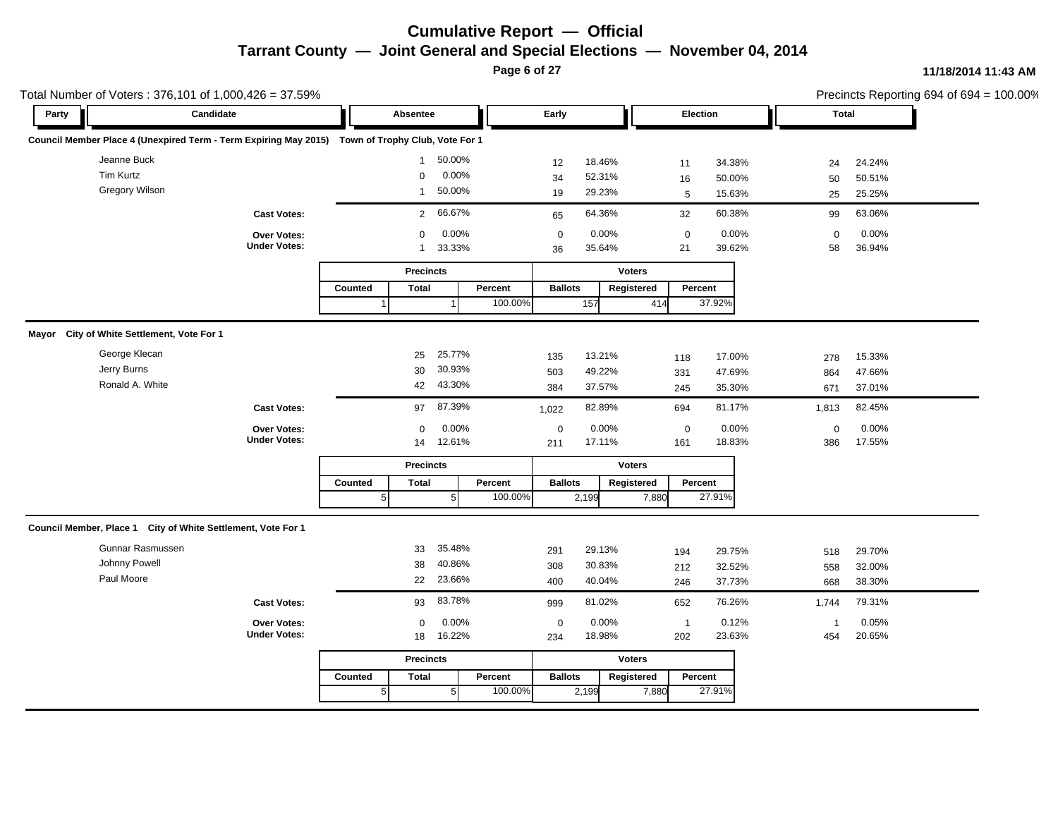# Cumulative Report — Official

## Tarrant County — Joint General and Special Elections — November 04, 2014

11/18/2014 11:43 AM

Total Number of Voters : 376,101 of 1,000,426 = 37.59%

Precincts Reporting 694 of 694 = 100.00%

### Council Member Place 4 (Unexpired Term - Term Expiring May 2015) Town of Trophy Club, Vote For 1

| Party | Candidate | Absentee | | Early | | Election | | Total | |
|---|---|---|---|---|---|---|---|---|---|
| | Jeanne Buck | 1 | 50.00% | 12 | 18.46% | 11 | 34.38% | 24 | 24.24% |
| | Tim Kurtz | 0 | 0.00% | 34 | 52.31% | 16 | 50.00% | 50 | 50.51% |
| | Gregory Wilson | 1 | 50.00% | 19 | 29.23% | 5 | 15.63% | 25 | 25.25% |
| | **Cast Votes:** | 2 | 66.67% | 65 | 64.36% | 32 | 60.38% | 99 | 63.06% |
| | **Over Votes:** | 0 | 0.00% | 0 | 0.00% | 0 | 0.00% | 0 | 0.00% |
| | **Under Votes:** | 1 | 33.33% | 36 | 35.64% | 21 | 39.62% | 58 | 36.94% |

| Precincts | | | Voters | | |
|---|---|---|---|---|---|
| Counted | Total | Percent | Ballots | Registered | Percent |
| 1 | 1 | 100.00% | 157 | 414 | 37.92% |

### Mayor City of White Settlement, Vote For 1

| Party | Candidate | Absentee | | Early | | Election | | Total | |
|---|---|---|---|---|---|---|---|---|---|
| | George Klecan | 25 | 25.77% | 135 | 13.21% | 118 | 17.00% | 278 | 15.33% |
| | Jerry Burns | 30 | 30.93% | 503 | 49.22% | 331 | 47.69% | 864 | 47.66% |
| | Ronald A. White | 42 | 43.30% | 384 | 37.57% | 245 | 35.30% | 671 | 37.01% |
| | **Cast Votes:** | 97 | 87.39% | 1,022 | 82.89% | 694 | 81.17% | 1,813 | 82.45% |
| | **Over Votes:** | 0 | 0.00% | 0 | 0.00% | 0 | 0.00% | 0 | 0.00% |
| | **Under Votes:** | 14 | 12.61% | 211 | 17.11% | 161 | 18.83% | 386 | 17.55% |

| Precincts | | | Voters | | |
|---|---|---|---|---|---|
| Counted | Total | Percent | Ballots | Registered | Percent |
| 5 | 5 | 100.00% | 2,199 | 7,880 | 27.91% |

### Council Member, Place 1 City of White Settlement, Vote For 1

| Party | Candidate | Absentee | | Early | | Election | | Total | |
|---|---|---|---|---|---|---|---|---|---|
| | Gunnar Rasmussen | 33 | 35.48% | 291 | 29.13% | 194 | 29.75% | 518 | 29.70% |
| | Johnny Powell | 38 | 40.86% | 308 | 30.83% | 212 | 32.52% | 558 | 32.00% |
| | Paul Moore | 22 | 23.66% | 400 | 40.04% | 246 | 37.73% | 668 | 38.30% |
| | **Cast Votes:** | 93 | 83.78% | 999 | 81.02% | 652 | 76.26% | 1,744 | 79.31% |
| | **Over Votes:** | 0 | 0.00% | 0 | 0.00% | 1 | 0.12% | 1 | 0.05% |
| | **Under Votes:** | 18 | 16.22% | 234 | 18.98% | 202 | 23.63% | 454 | 20.65% |

| Precincts | | | Voters | | |
|---|---|---|---|---|---|
| Counted | Total | Percent | Ballots | Registered | Percent |
| 5 | 5 | 100.00% | 2,199 | 7,880 | 27.91% |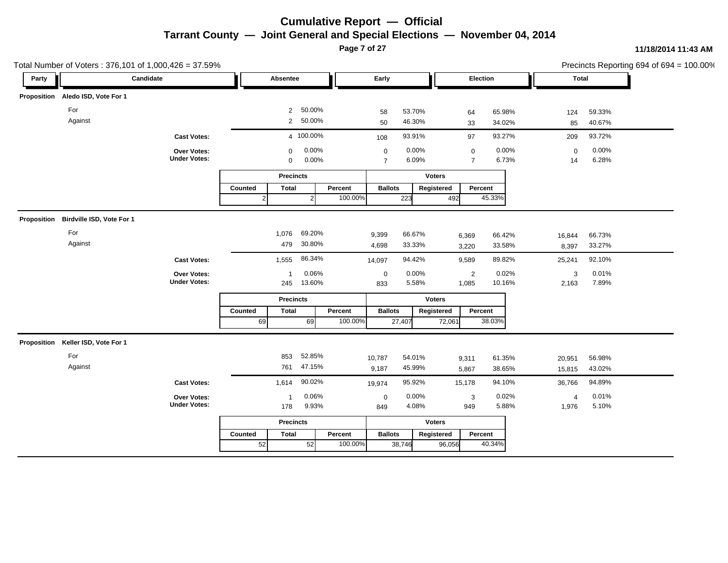# Cumulative Report — Official

## Tarrant County — Joint General and Special Elections — November 04, 2014

11/18/2014 11:43 AM

Total Number of Voters : 376,101 of 1,000,426 = 37.59%

Precincts Reporting 694 of 694 = 100.00%

### Proposition Aledo ISD, Vote For 1

| Party | Candidate | Absentee | | Early | | Election | | Total | |
|---|---|---|---|---|---|---|---|---|---|
| | For | 2 | 50.00% | 58 | 53.70% | 64 | 65.98% | 124 | 59.33% |
| | Against | 2 | 50.00% | 50 | 46.30% | 33 | 34.02% | 85 | 40.67% |
| | Cast Votes: | 4 | 100.00% | 108 | 93.91% | 97 | 93.27% | 209 | 93.72% |
| | Over Votes: | 0 | 0.00% | 0 | 0.00% | 0 | 0.00% | 0 | 0.00% |
| | Under Votes: | 0 | 0.00% | 7 | 6.09% | 7 | 6.73% | 14 | 6.28% |

| Precincts | | | Voters | | |
|---|---|---|---|---|---|
| Counted | Total | Percent | Ballots | Registered | Percent |
| 2 | 2 | 100.00% | 223 | 492 | 45.33% |

### Proposition Birdville ISD, Vote For 1

| Party | Candidate | Absentee | | Early | | Election | | Total | |
|---|---|---|---|---|---|---|---|---|---|
| | For | 1,076 | 69.20% | 9,399 | 66.67% | 6,369 | 66.42% | 16,844 | 66.73% |
| | Against | 479 | 30.80% | 4,698 | 33.33% | 3,220 | 33.58% | 8,397 | 33.27% |
| | Cast Votes: | 1,555 | 86.34% | 14,097 | 94.42% | 9,589 | 89.82% | 25,241 | 92.10% |
| | Over Votes: | 1 | 0.06% | 0 | 0.00% | 2 | 0.02% | 3 | 0.01% |
| | Under Votes: | 245 | 13.60% | 833 | 5.58% | 1,085 | 10.16% | 2,163 | 7.89% |

| Precincts | | | Voters | | |
|---|---|---|---|---|---|
| Counted | Total | Percent | Ballots | Registered | Percent |
| 69 | 69 | 100.00% | 27,407 | 72,061 | 38.03% |

### Proposition Keller ISD, Vote For 1

| Party | Candidate | Absentee | | Early | | Election | | Total | |
|---|---|---|---|---|---|---|---|---|---|
| | For | 853 | 52.85% | 10,787 | 54.01% | 9,311 | 61.35% | 20,951 | 56.98% |
| | Against | 761 | 47.15% | 9,187 | 45.99% | 5,867 | 38.65% | 15,815 | 43.02% |
| | Cast Votes: | 1,614 | 90.02% | 19,974 | 95.92% | 15,178 | 94.10% | 36,766 | 94.89% |
| | Over Votes: | 1 | 0.06% | 0 | 0.00% | 3 | 0.02% | 4 | 0.01% |
| | Under Votes: | 178 | 9.93% | 849 | 4.08% | 949 | 5.88% | 1,976 | 5.10% |

| Precincts | | | Voters | | |
|---|---|---|---|---|---|
| Counted | Total | Percent | Ballots | Registered | Percent |
| 52 | 52 | 100.00% | 38,746 | 96,056 | 40.34% |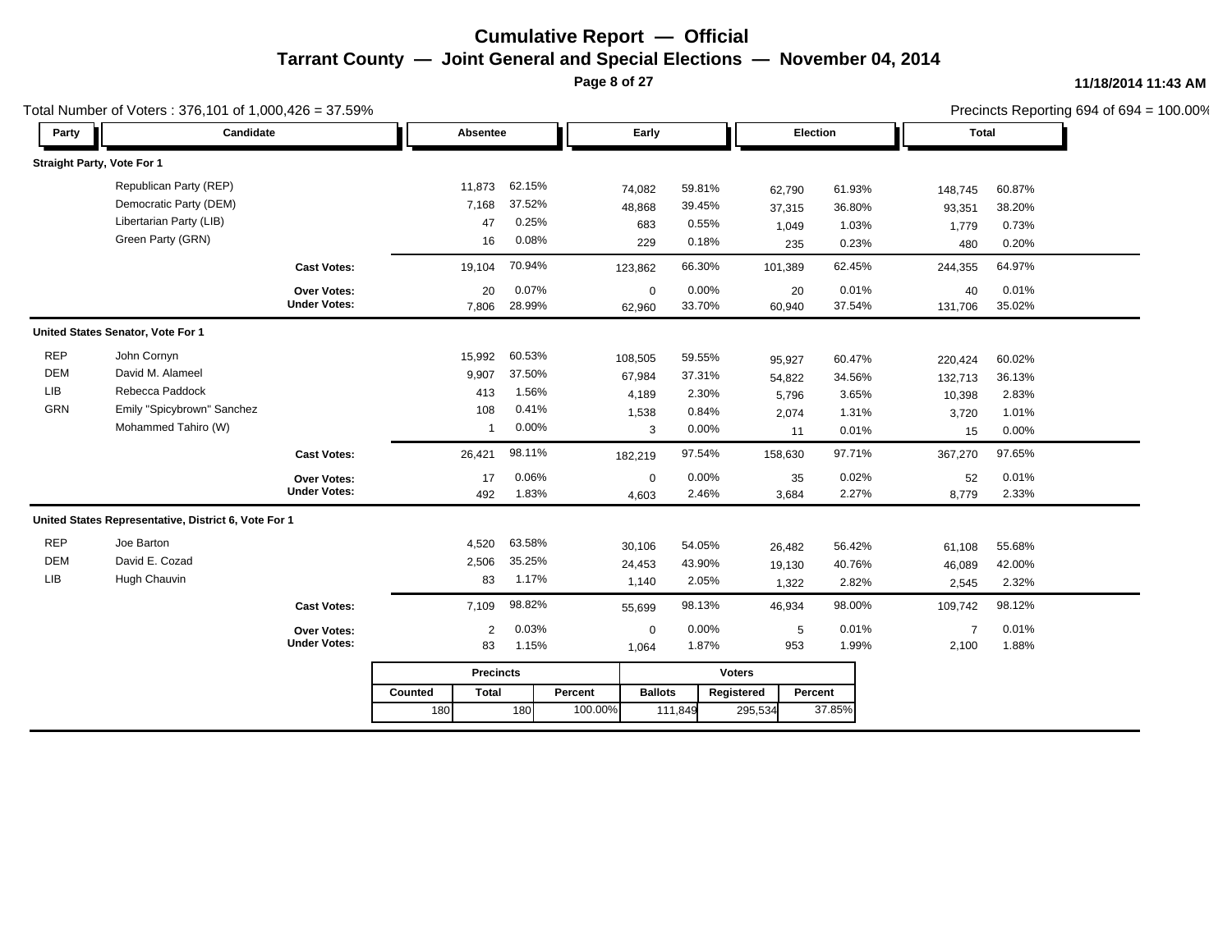# Cumulative Report — Official

## Tarrant County — Joint General and Special Elections — November 04, 2014

11/18/2014 11:43 AM

Total Number of Voters : 376,101 of 1,000,426 = 37.59%

Precincts Reporting 694 of 694 = 100.00%

| Party | Candidate | Absentee | | Early | | Election | | Total | |
|---|---|---|---|---|---|---|---|---|---|
| **Straight Party, Vote For 1** | | | | | | | | | |
| | Republican Party (REP) | 11,873 | 62.15% | 74,082 | 59.81% | 62,790 | 61.93% | 148,745 | 60.87% |
| | Democratic Party (DEM) | 7,168 | 37.52% | 48,868 | 39.45% | 37,315 | 36.80% | 93,351 | 38.20% |
| | Libertarian Party (LIB) | 47 | 0.25% | 683 | 0.55% | 1,049 | 1.03% | 1,779 | 0.73% |
| | Green Party (GRN) | 16 | 0.08% | 229 | 0.18% | 235 | 0.23% | 480 | 0.20% |
| | **Cast Votes:** | 19,104 | 70.94% | 123,862 | 66.30% | 101,389 | 62.45% | 244,355 | 64.97% |
| | **Over Votes:** | 20 | 0.07% | 0 | 0.00% | 20 | 0.01% | 40 | 0.01% |
| | **Under Votes:** | 7,806 | 28.99% | 62,960 | 33.70% | 60,940 | 37.54% | 131,706 | 35.02% |
| **United States Senator, Vote For 1** | | | | | | | | | |
| REP | John Cornyn | 15,992 | 60.53% | 108,505 | 59.55% | 95,927 | 60.47% | 220,424 | 60.02% |
| DEM | David M. Alameel | 9,907 | 37.50% | 67,984 | 37.31% | 54,822 | 34.56% | 132,713 | 36.13% |
| LIB | Rebecca Paddock | 413 | 1.56% | 4,189 | 2.30% | 5,796 | 3.65% | 10,398 | 2.83% |
| GRN | Emily "Spicybrown" Sanchez | 108 | 0.41% | 1,538 | 0.84% | 2,074 | 1.31% | 3,720 | 1.01% |
| | Mohammed Tahiro (W) | 1 | 0.00% | 3 | 0.00% | 11 | 0.01% | 15 | 0.00% |
| | **Cast Votes:** | 26,421 | 98.11% | 182,219 | 97.54% | 158,630 | 97.71% | 367,270 | 97.65% |
| | **Over Votes:** | 17 | 0.06% | 0 | 0.00% | 35 | 0.02% | 52 | 0.01% |
| | **Under Votes:** | 492 | 1.83% | 4,603 | 2.46% | 3,684 | 2.27% | 8,779 | 2.33% |
| **United States Representative, District 6, Vote For 1** | | | | | | | | | |
| REP | Joe Barton | 4,520 | 63.58% | 30,106 | 54.05% | 26,482 | 56.42% | 61,108 | 55.68% |
| DEM | David E. Cozad | 2,506 | 35.25% | 24,453 | 43.90% | 19,130 | 40.76% | 46,089 | 42.00% |
| LIB | Hugh Chauvin | 83 | 1.17% | 1,140 | 2.05% | 1,322 | 2.82% | 2,545 | 2.32% |
| | **Cast Votes:** | 7,109 | 98.82% | 55,699 | 98.13% | 46,934 | 98.00% | 109,742 | 98.12% |
| | **Over Votes:** | 2 | 0.03% | 0 | 0.00% | 5 | 0.01% | 7 | 0.01% |
| | **Under Votes:** | 83 | 1.15% | 1,064 | 1.87% | 953 | 1.99% | 2,100 | 1.88% |

| Precincts | | | Voters | | |
|---|---|---|---|---|---|
| Counted | Total | Percent | Ballots | Registered | Percent |
| 180 | 180 | 100.00% | 111,849 | 295,534 | 37.85% |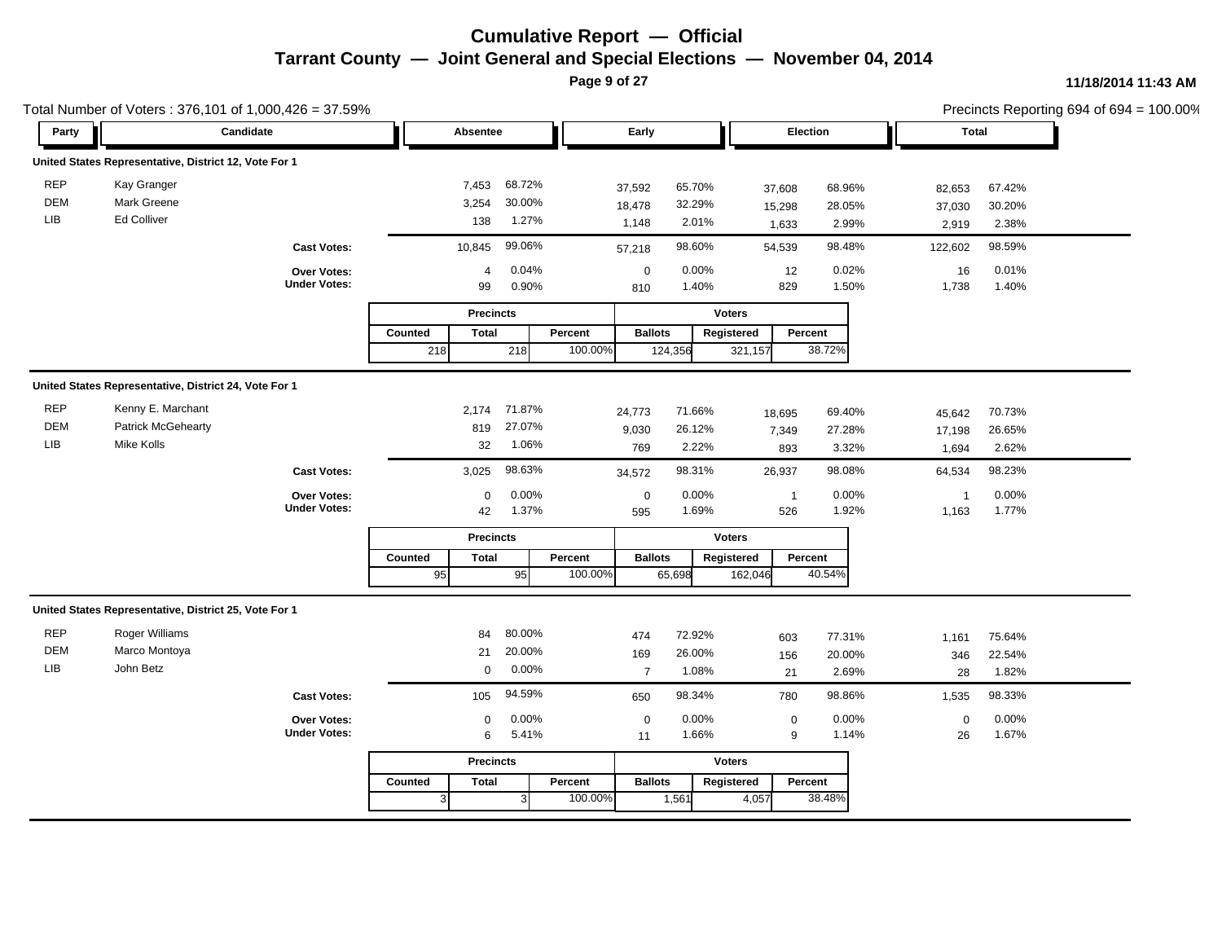# Cumulative Report — Official

## Tarrant County — Joint General and Special Elections — November 04, 2014

11/18/2014 11:43 AM

Total Number of Voters : 376,101 of 1,000,426 = 37.59%

Precincts Reporting 694 of 694 = 100.00%

### United States Representative, District 12, Vote For 1

| Party | Candidate | Absentee | | Early | | Election | | Total | |
|---|---|---|---|---|---|---|---|---|---|
| REP | Kay Granger | 7,453 | 68.72% | 37,592 | 65.70% | 37,608 | 68.96% | 82,653 | 67.42% |
| DEM | Mark Greene | 3,254 | 30.00% | 18,478 | 32.29% | 15,298 | 28.05% | 37,030 | 30.20% |
| LIB | Ed Colliver | 138 | 1.27% | 1,148 | 2.01% | 1,633 | 2.99% | 2,919 | 2.38% |
| | **Cast Votes:** | 10,845 | 99.06% | 57,218 | 98.60% | 54,539 | 98.48% | 122,602 | 98.59% |
| | **Over Votes:** | 4 | 0.04% | 0 | 0.00% | 12 | 0.02% | 16 | 0.01% |
| | **Under Votes:** | 99 | 0.90% | 810 | 1.40% | 829 | 1.50% | 1,738 | 1.40% |

| Precincts | | | Voters | | |
|---|---|---|---|---|---|
| Counted | Total | Percent | Ballots | Registered | Percent |
| 218 | 218 | 100.00% | 124,356 | 321,157 | 38.72% |

### United States Representative, District 24, Vote For 1

| Party | Candidate | Absentee | | Early | | Election | | Total | |
|---|---|---|---|---|---|---|---|---|---|
| REP | Kenny E. Marchant | 2,174 | 71.87% | 24,773 | 71.66% | 18,695 | 69.40% | 45,642 | 70.73% |
| DEM | Patrick McGehearty | 819 | 27.07% | 9,030 | 26.12% | 7,349 | 27.28% | 17,198 | 26.65% |
| LIB | Mike Kolls | 32 | 1.06% | 769 | 2.22% | 893 | 3.32% | 1,694 | 2.62% |
| | **Cast Votes:** | 3,025 | 98.63% | 34,572 | 98.31% | 26,937 | 98.08% | 64,534 | 98.23% |
| | **Over Votes:** | 0 | 0.00% | 0 | 0.00% | 1 | 0.00% | 1 | 0.00% |
| | **Under Votes:** | 42 | 1.37% | 595 | 1.69% | 526 | 1.92% | 1,163 | 1.77% |

| Precincts | | | Voters | | |
|---|---|---|---|---|---|
| Counted | Total | Percent | Ballots | Registered | Percent |
| 95 | 95 | 100.00% | 65,698 | 162,046 | 40.54% |

### United States Representative, District 25, Vote For 1

| Party | Candidate | Absentee | | Early | | Election | | Total | |
|---|---|---|---|---|---|---|---|---|---|
| REP | Roger Williams | 84 | 80.00% | 474 | 72.92% | 603 | 77.31% | 1,161 | 75.64% |
| DEM | Marco Montoya | 21 | 20.00% | 169 | 26.00% | 156 | 20.00% | 346 | 22.54% |
| LIB | John Betz | 0 | 0.00% | 7 | 1.08% | 21 | 2.69% | 28 | 1.82% |
| | **Cast Votes:** | 105 | 94.59% | 650 | 98.34% | 780 | 98.86% | 1,535 | 98.33% |
| | **Over Votes:** | 0 | 0.00% | 0 | 0.00% | 0 | 0.00% | 0 | 0.00% |
| | **Under Votes:** | 6 | 5.41% | 11 | 1.66% | 9 | 1.14% | 26 | 1.67% |

| Precincts | | | Voters | | |
|---|---|---|---|---|---|
| Counted | Total | Percent | Ballots | Registered | Percent |
| 3 | 3 | 100.00% | 1,561 | 4,057 | 38.48% |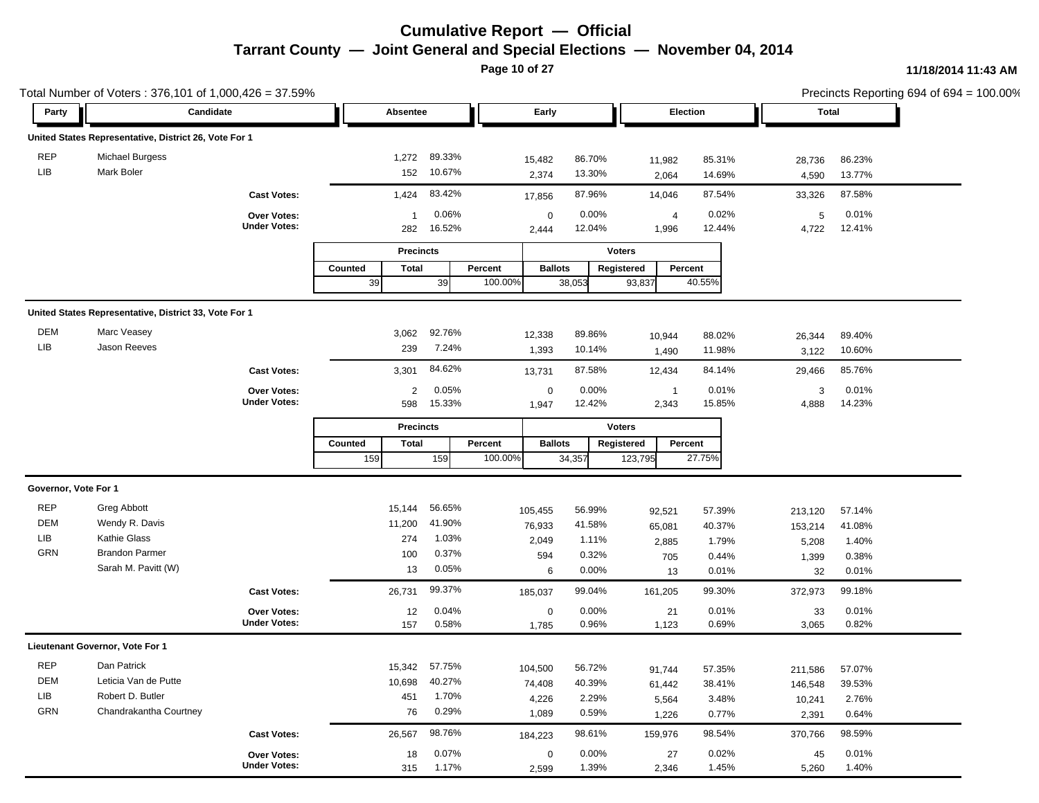# Cumulative Report — Official

## Tarrant County — Joint General and Special Elections — November 04, 2014

11/18/2014 11:43 AM

Total Number of Voters : 376,101 of 1,000,426 = 37.59%

Precincts Reporting 694 of 694 = 100.00%

### United States Representative, District 26, Vote For 1

| Party | Candidate | Absentee | | Early | | Election | | Total | |
|---|---|---|---|---|---|---|---|---|---|
| REP | Michael Burgess | 1,272 | 89.33% | 15,482 | 86.70% | 11,982 | 85.31% | 28,736 | 86.23% |
| LIB | Mark Boler | 152 | 10.67% | 2,374 | 13.30% | 2,064 | 14.69% | 4,590 | 13.77% |
| | **Cast Votes:** | 1,424 | 83.42% | 17,856 | 87.96% | 14,046 | 87.54% | 33,326 | 87.58% |
| | **Over Votes:** | 1 | 0.06% | 0 | 0.00% | 4 | 0.02% | 5 | 0.01% |
| | **Under Votes:** | 282 | 16.52% | 2,444 | 12.04% | 1,996 | 12.44% | 4,722 | 12.41% |

| Precincts | | | Voters | | |
|---|---|---|---|---|---|
| Counted | Total | Percent | Ballots | Registered | Percent |
| 39 | 39 | 100.00% | 38,053 | 93,837 | 40.55% |

### United States Representative, District 33, Vote For 1

| Party | Candidate | Absentee | | Early | | Election | | Total | |
|---|---|---|---|---|---|---|---|---|---|
| DEM | Marc Veasey | 3,062 | 92.76% | 12,338 | 89.86% | 10,944 | 88.02% | 26,344 | 89.40% |
| LIB | Jason Reeves | 239 | 7.24% | 1,393 | 10.14% | 1,490 | 11.98% | 3,122 | 10.60% |
| | **Cast Votes:** | 3,301 | 84.62% | 13,731 | 87.58% | 12,434 | 84.14% | 29,466 | 85.76% |
| | **Over Votes:** | 2 | 0.05% | 0 | 0.00% | 1 | 0.01% | 3 | 0.01% |
| | **Under Votes:** | 598 | 15.33% | 1,947 | 12.42% | 2,343 | 15.85% | 4,888 | 14.23% |

| Precincts | | | Voters | | |
|---|---|---|---|---|---|
| Counted | Total | Percent | Ballots | Registered | Percent |
| 159 | 159 | 100.00% | 34,357 | 123,795 | 27.75% |

### Governor, Vote For 1

| Party | Candidate | Absentee | | Early | | Election | | Total | |
|---|---|---|---|---|---|---|---|---|---|
| REP | Greg Abbott | 15,144 | 56.65% | 105,455 | 56.99% | 92,521 | 57.39% | 213,120 | 57.14% |
| DEM | Wendy R. Davis | 11,200 | 41.90% | 76,933 | 41.58% | 65,081 | 40.37% | 153,214 | 41.08% |
| LIB | Kathie Glass | 274 | 1.03% | 2,049 | 1.11% | 2,885 | 1.79% | 5,208 | 1.40% |
| GRN | Brandon Parmer | 100 | 0.37% | 594 | 0.32% | 705 | 0.44% | 1,399 | 0.38% |
| | Sarah M. Pavitt (W) | 13 | 0.05% | 6 | 0.00% | 13 | 0.01% | 32 | 0.01% |
| | **Cast Votes:** | 26,731 | 99.37% | 185,037 | 99.04% | 161,205 | 99.30% | 372,973 | 99.18% |
| | **Over Votes:** | 12 | 0.04% | 0 | 0.00% | 21 | 0.01% | 33 | 0.01% |
| | **Under Votes:** | 157 | 0.58% | 1,785 | 0.96% | 1,123 | 0.69% | 3,065 | 0.82% |

### Lieutenant Governor, Vote For 1

| Party | Candidate | Absentee | | Early | | Election | | Total | |
|---|---|---|---|---|---|---|---|---|---|
| REP | Dan Patrick | 15,342 | 57.75% | 104,500 | 56.72% | 91,744 | 57.35% | 211,586 | 57.07% |
| DEM | Leticia Van de Putte | 10,698 | 40.27% | 74,408 | 40.39% | 61,442 | 38.41% | 146,548 | 39.53% |
| LIB | Robert D. Butler | 451 | 1.70% | 4,226 | 2.29% | 5,564 | 3.48% | 10,241 | 2.76% |
| GRN | Chandrakantha Courtney | 76 | 0.29% | 1,089 | 0.59% | 1,226 | 0.77% | 2,391 | 0.64% |
| | **Cast Votes:** | 26,567 | 98.76% | 184,223 | 98.61% | 159,976 | 98.54% | 370,766 | 98.59% |
| | **Over Votes:** | 18 | 0.07% | 0 | 0.00% | 27 | 0.02% | 45 | 0.01% |
| | **Under Votes:** | 315 | 1.17% | 2,599 | 1.39% | 2,346 | 1.45% | 5,260 | 1.40% |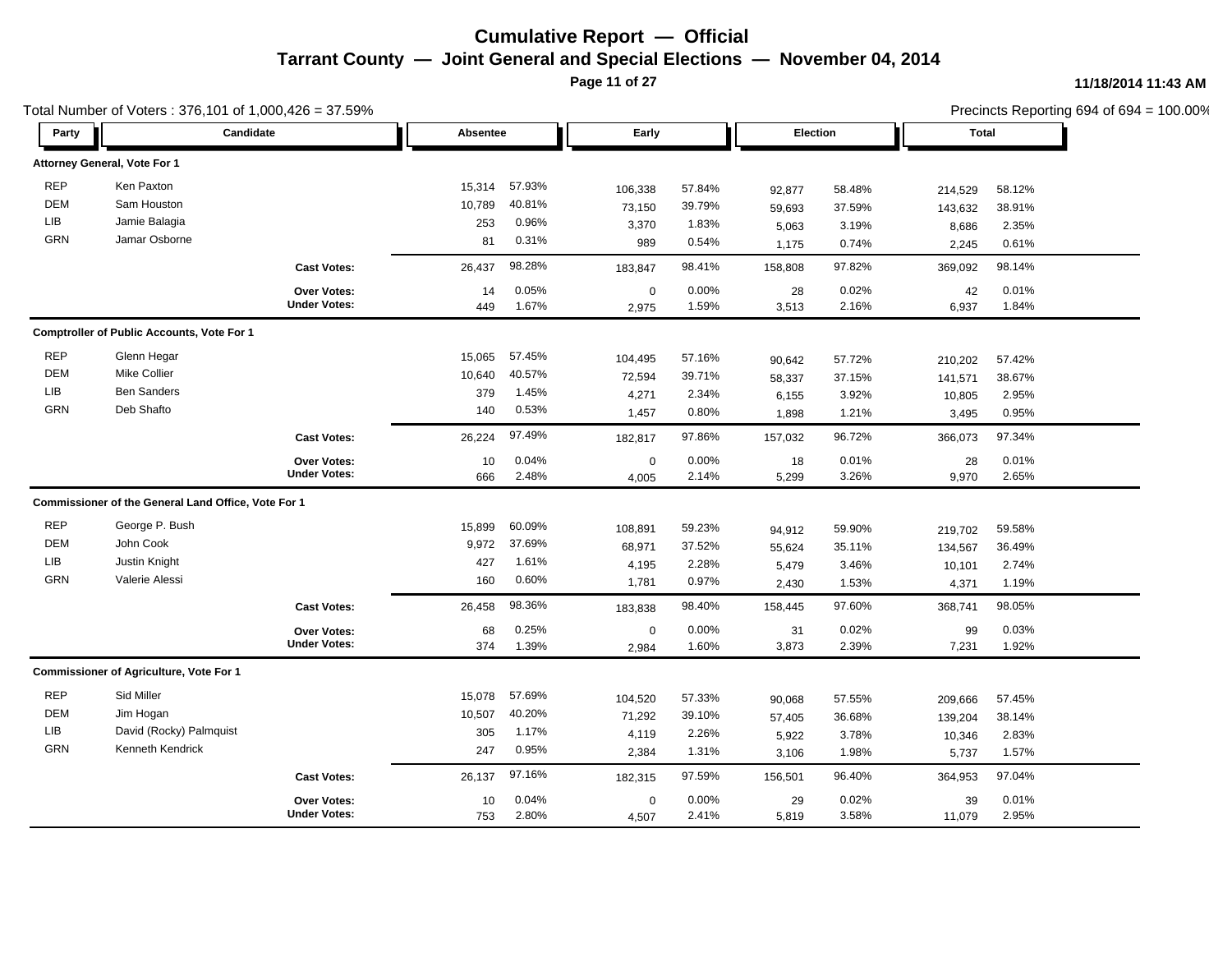# Cumulative Report — Official

## Tarrant County — Joint General and Special Elections — November 04, 2014

11/18/2014 11:43 AM

Total Number of Voters : 376,101 of 1,000,426 = 37.59%

Precincts Reporting 694 of 694 = 100.00%

| Party | Candidate | Absentee | | Early | | Election | | Total | |
|---|---|---|---|---|---|---|---|---|---|
| **Attorney General, Vote For 1** | | | | | | | | | |
| REP | Ken Paxton | 15,314 | 57.93% | 106,338 | 57.84% | 92,877 | 58.48% | 214,529 | 58.12% |
| DEM | Sam Houston | 10,789 | 40.81% | 73,150 | 39.79% | 59,693 | 37.59% | 143,632 | 38.91% |
| LIB | Jamie Balagia | 253 | 0.96% | 3,370 | 1.83% | 5,063 | 3.19% | 8,686 | 2.35% |
| GRN | Jamar Osborne | 81 | 0.31% | 989 | 0.54% | 1,175 | 0.74% | 2,245 | 0.61% |
| | **Cast Votes:** | 26,437 | 98.28% | 183,847 | 98.41% | 158,808 | 97.82% | 369,092 | 98.14% |
| | **Over Votes:** | 14 | 0.05% | 0 | 0.00% | 28 | 0.02% | 42 | 0.01% |
| | **Under Votes:** | 449 | 1.67% | 2,975 | 1.59% | 3,513 | 2.16% | 6,937 | 1.84% |
| **Comptroller of Public Accounts, Vote For 1** | | | | | | | | | |
| REP | Glenn Hegar | 15,065 | 57.45% | 104,495 | 57.16% | 90,642 | 57.72% | 210,202 | 57.42% |
| DEM | Mike Collier | 10,640 | 40.57% | 72,594 | 39.71% | 58,337 | 37.15% | 141,571 | 38.67% |
| LIB | Ben Sanders | 379 | 1.45% | 4,271 | 2.34% | 6,155 | 3.92% | 10,805 | 2.95% |
| GRN | Deb Shafto | 140 | 0.53% | 1,457 | 0.80% | 1,898 | 1.21% | 3,495 | 0.95% |
| | **Cast Votes:** | 26,224 | 97.49% | 182,817 | 97.86% | 157,032 | 96.72% | 366,073 | 97.34% |
| | **Over Votes:** | 10 | 0.04% | 0 | 0.00% | 18 | 0.01% | 28 | 0.01% |
| | **Under Votes:** | 666 | 2.48% | 4,005 | 2.14% | 5,299 | 3.26% | 9,970 | 2.65% |
| **Commissioner of the General Land Office, Vote For 1** | | | | | | | | | |
| REP | George P. Bush | 15,899 | 60.09% | 108,891 | 59.23% | 94,912 | 59.90% | 219,702 | 59.58% |
| DEM | John Cook | 9,972 | 37.69% | 68,971 | 37.52% | 55,624 | 35.11% | 134,567 | 36.49% |
| LIB | Justin Knight | 427 | 1.61% | 4,195 | 2.28% | 5,479 | 3.46% | 10,101 | 2.74% |
| GRN | Valerie Alessi | 160 | 0.60% | 1,781 | 0.97% | 2,430 | 1.53% | 4,371 | 1.19% |
| | **Cast Votes:** | 26,458 | 98.36% | 183,838 | 98.40% | 158,445 | 97.60% | 368,741 | 98.05% |
| | **Over Votes:** | 68 | 0.25% | 0 | 0.00% | 31 | 0.02% | 99 | 0.03% |
| | **Under Votes:** | 374 | 1.39% | 2,984 | 1.60% | 3,873 | 2.39% | 7,231 | 1.92% |
| **Commissioner of Agriculture, Vote For 1** | | | | | | | | | |
| REP | Sid Miller | 15,078 | 57.69% | 104,520 | 57.33% | 90,068 | 57.55% | 209,666 | 57.45% |
| DEM | Jim Hogan | 10,507 | 40.20% | 71,292 | 39.10% | 57,405 | 36.68% | 139,204 | 38.14% |
| LIB | David (Rocky) Palmquist | 305 | 1.17% | 4,119 | 2.26% | 5,922 | 3.78% | 10,346 | 2.83% |
| GRN | Kenneth Kendrick | 247 | 0.95% | 2,384 | 1.31% | 3,106 | 1.98% | 5,737 | 1.57% |
| | **Cast Votes:** | 26,137 | 97.16% | 182,315 | 97.59% | 156,501 | 96.40% | 364,953 | 97.04% |
| | **Over Votes:** | 10 | 0.04% | 0 | 0.00% | 29 | 0.02% | 39 | 0.01% |
| | **Under Votes:** | 753 | 2.80% | 4,507 | 2.41% | 5,819 | 3.58% | 11,079 | 2.95% |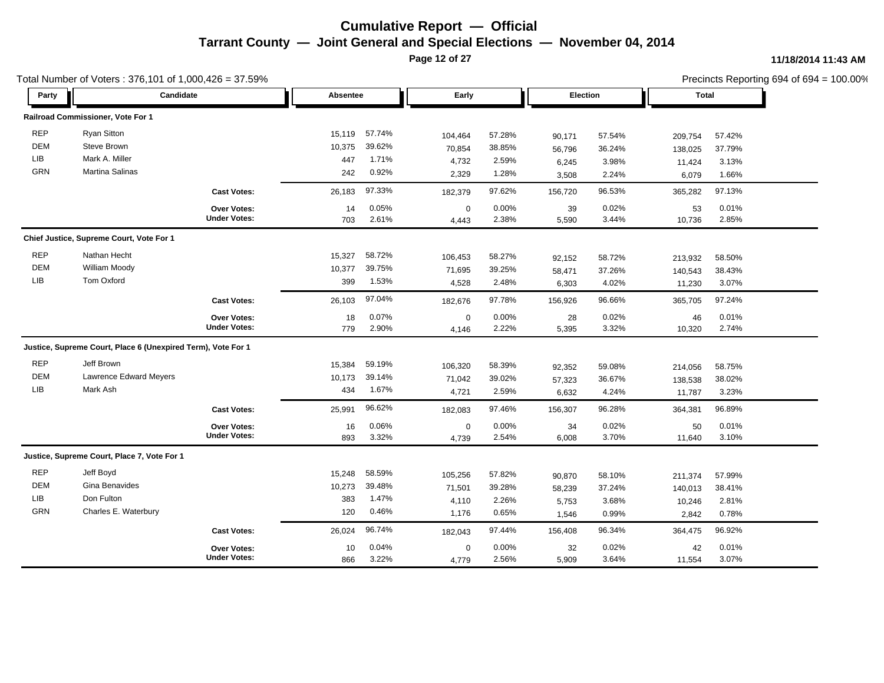# Cumulative Report — Official

## Tarrant County — Joint General and Special Elections — November 04, 2014

11/18/2014 11:43 AM

Total Number of Voters : 376,101 of 1,000,426 = 37.59%

Precincts Reporting 694 of 694 = 100.00%

| Party | Candidate | Absentee | | Early | | Election | | Total | |
|---|---|---|---|---|---|---|---|---|---|
| **Railroad Commissioner, Vote For 1** | | | | | | | | | |
| REP | Ryan Sitton | 15,119 | 57.74% | 104,464 | 57.28% | 90,171 | 57.54% | 209,754 | 57.42% |
| DEM | Steve Brown | 10,375 | 39.62% | 70,854 | 38.85% | 56,796 | 36.24% | 138,025 | 37.79% |
| LIB | Mark A. Miller | 447 | 1.71% | 4,732 | 2.59% | 6,245 | 3.98% | 11,424 | 3.13% |
| GRN | Martina Salinas | 242 | 0.92% | 2,329 | 1.28% | 3,508 | 2.24% | 6,079 | 1.66% |
| | **Cast Votes:** | 26,183 | 97.33% | 182,379 | 97.62% | 156,720 | 96.53% | 365,282 | 97.13% |
| | **Over Votes:** | 14 | 0.05% | 0 | 0.00% | 39 | 0.02% | 53 | 0.01% |
| | **Under Votes:** | 703 | 2.61% | 4,443 | 2.38% | 5,590 | 3.44% | 10,736 | 2.85% |
| **Chief Justice, Supreme Court, Vote For 1** | | | | | | | | | |
| REP | Nathan Hecht | 15,327 | 58.72% | 106,453 | 58.27% | 92,152 | 58.72% | 213,932 | 58.50% |
| DEM | William Moody | 10,377 | 39.75% | 71,695 | 39.25% | 58,471 | 37.26% | 140,543 | 38.43% |
| LIB | Tom Oxford | 399 | 1.53% | 4,528 | 2.48% | 6,303 | 4.02% | 11,230 | 3.07% |
| | **Cast Votes:** | 26,103 | 97.04% | 182,676 | 97.78% | 156,926 | 96.66% | 365,705 | 97.24% |
| | **Over Votes:** | 18 | 0.07% | 0 | 0.00% | 28 | 0.02% | 46 | 0.01% |
| | **Under Votes:** | 779 | 2.90% | 4,146 | 2.22% | 5,395 | 3.32% | 10,320 | 2.74% |
| **Justice, Supreme Court, Place 6 (Unexpired Term), Vote For 1** | | | | | | | | | |
| REP | Jeff Brown | 15,384 | 59.19% | 106,320 | 58.39% | 92,352 | 59.08% | 214,056 | 58.75% |
| DEM | Lawrence Edward Meyers | 10,173 | 39.14% | 71,042 | 39.02% | 57,323 | 36.67% | 138,538 | 38.02% |
| LIB | Mark Ash | 434 | 1.67% | 4,721 | 2.59% | 6,632 | 4.24% | 11,787 | 3.23% |
| | **Cast Votes:** | 25,991 | 96.62% | 182,083 | 97.46% | 156,307 | 96.28% | 364,381 | 96.89% |
| | **Over Votes:** | 16 | 0.06% | 0 | 0.00% | 34 | 0.02% | 50 | 0.01% |
| | **Under Votes:** | 893 | 3.32% | 4,739 | 2.54% | 6,008 | 3.70% | 11,640 | 3.10% |
| **Justice, Supreme Court, Place 7, Vote For 1** | | | | | | | | | |
| REP | Jeff Boyd | 15,248 | 58.59% | 105,256 | 57.82% | 90,870 | 58.10% | 211,374 | 57.99% |
| DEM | Gina Benavides | 10,273 | 39.48% | 71,501 | 39.28% | 58,239 | 37.24% | 140,013 | 38.41% |
| LIB | Don Fulton | 383 | 1.47% | 4,110 | 2.26% | 5,753 | 3.68% | 10,246 | 2.81% |
| GRN | Charles E. Waterbury | 120 | 0.46% | 1,176 | 0.65% | 1,546 | 0.99% | 2,842 | 0.78% |
| | **Cast Votes:** | 26,024 | 96.74% | 182,043 | 97.44% | 156,408 | 96.34% | 364,475 | 96.92% |
| | **Over Votes:** | 10 | 0.04% | 0 | 0.00% | 32 | 0.02% | 42 | 0.01% |
| | **Under Votes:** | 866 | 3.22% | 4,779 | 2.56% | 5,909 | 3.64% | 11,554 | 3.07% |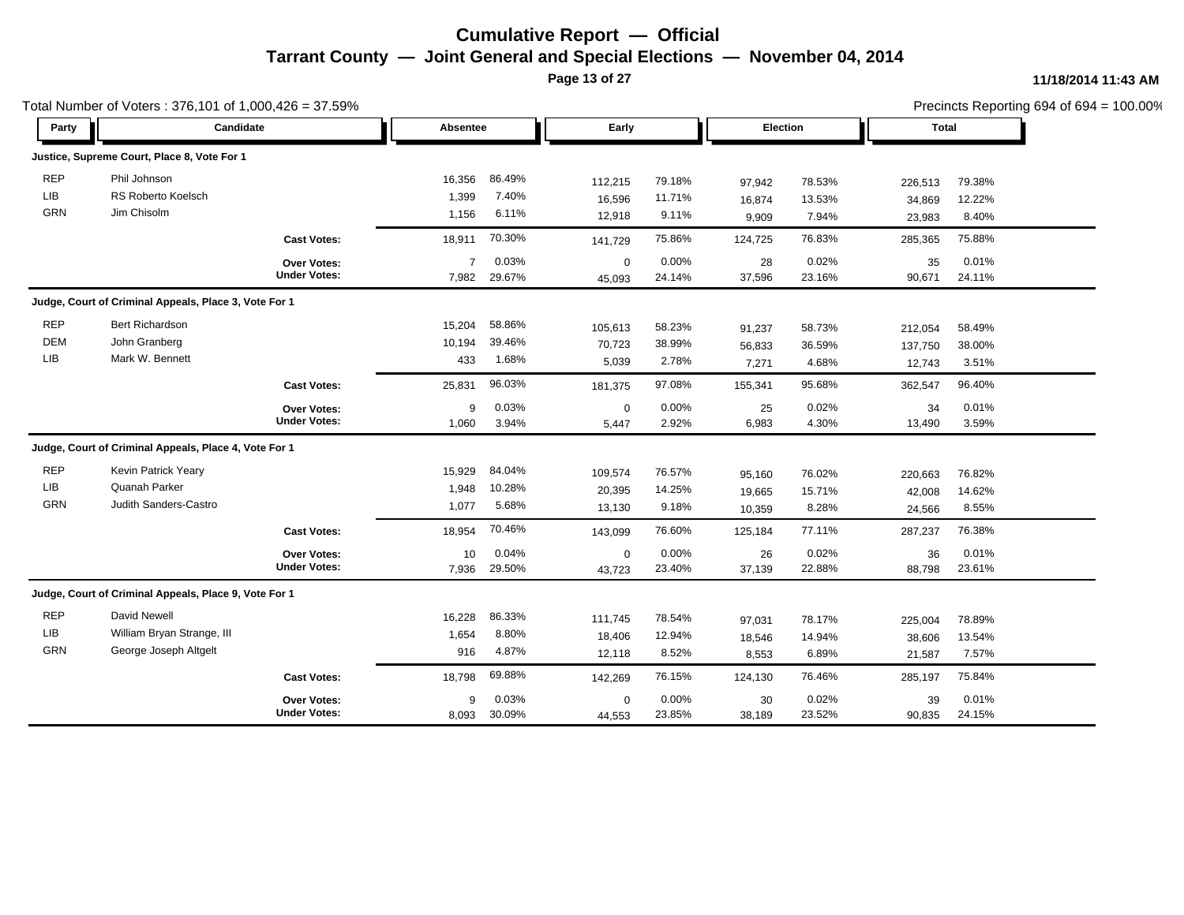# Cumulative Report — Official

## Tarrant County — Joint General and Special Elections — November 04, 2014

11/18/2014 11:43 AM

Total Number of Voters : 376,101 of 1,000,426 = 37.59%

Precincts Reporting 694 of 694 = 100.00%

| Party | Candidate | Absentee | | Early | | Election | | Total | |
|---|---|---|---|---|---|---|---|---|---|
| **Justice, Supreme Court, Place 8, Vote For 1** | | | | | | | | | |
| REP | Phil Johnson | 16,356 | 86.49% | 112,215 | 79.18% | 97,942 | 78.53% | 226,513 | 79.38% |
| LIB | RS Roberto Koelsch | 1,399 | 7.40% | 16,596 | 11.71% | 16,874 | 13.53% | 34,869 | 12.22% |
| GRN | Jim Chisolm | 1,156 | 6.11% | 12,918 | 9.11% | 9,909 | 7.94% | 23,983 | 8.40% |
| | **Cast Votes:** | 18,911 | 70.30% | 141,729 | 75.86% | 124,725 | 76.83% | 285,365 | 75.88% |
| | **Over Votes:** | 7 | 0.03% | 0 | 0.00% | 28 | 0.02% | 35 | 0.01% |
| | **Under Votes:** | 7,982 | 29.67% | 45,093 | 24.14% | 37,596 | 23.16% | 90,671 | 24.11% |
| **Judge, Court of Criminal Appeals, Place 3, Vote For 1** | | | | | | | | | |
| REP | Bert Richardson | 15,204 | 58.86% | 105,613 | 58.23% | 91,237 | 58.73% | 212,054 | 58.49% |
| DEM | John Granberg | 10,194 | 39.46% | 70,723 | 38.99% | 56,833 | 36.59% | 137,750 | 38.00% |
| LIB | Mark W. Bennett | 433 | 1.68% | 5,039 | 2.78% | 7,271 | 4.68% | 12,743 | 3.51% |
| | **Cast Votes:** | 25,831 | 96.03% | 181,375 | 97.08% | 155,341 | 95.68% | 362,547 | 96.40% |
| | **Over Votes:** | 9 | 0.03% | 0 | 0.00% | 25 | 0.02% | 34 | 0.01% |
| | **Under Votes:** | 1,060 | 3.94% | 5,447 | 2.92% | 6,983 | 4.30% | 13,490 | 3.59% |
| **Judge, Court of Criminal Appeals, Place 4, Vote For 1** | | | | | | | | | |
| REP | Kevin Patrick Yeary | 15,929 | 84.04% | 109,574 | 76.57% | 95,160 | 76.02% | 220,663 | 76.82% |
| LIB | Quanah Parker | 1,948 | 10.28% | 20,395 | 14.25% | 19,665 | 15.71% | 42,008 | 14.62% |
| GRN | Judith Sanders-Castro | 1,077 | 5.68% | 13,130 | 9.18% | 10,359 | 8.28% | 24,566 | 8.55% |
| | **Cast Votes:** | 18,954 | 70.46% | 143,099 | 76.60% | 125,184 | 77.11% | 287,237 | 76.38% |
| | **Over Votes:** | 10 | 0.04% | 0 | 0.00% | 26 | 0.02% | 36 | 0.01% |
| | **Under Votes:** | 7,936 | 29.50% | 43,723 | 23.40% | 37,139 | 22.88% | 88,798 | 23.61% |
| **Judge, Court of Criminal Appeals, Place 9, Vote For 1** | | | | | | | | | |
| REP | David Newell | 16,228 | 86.33% | 111,745 | 78.54% | 97,031 | 78.17% | 225,004 | 78.89% |
| LIB | William Bryan Strange, III | 1,654 | 8.80% | 18,406 | 12.94% | 18,546 | 14.94% | 38,606 | 13.54% |
| GRN | George Joseph Altgelt | 916 | 4.87% | 12,118 | 8.52% | 8,553 | 6.89% | 21,587 | 7.57% |
| | **Cast Votes:** | 18,798 | 69.88% | 142,269 | 76.15% | 124,130 | 76.46% | 285,197 | 75.84% |
| | **Over Votes:** | 9 | 0.03% | 0 | 0.00% | 30 | 0.02% | 39 | 0.01% |
| | **Under Votes:** | 8,093 | 30.09% | 44,553 | 23.85% | 38,189 | 23.52% | 90,835 | 24.15% |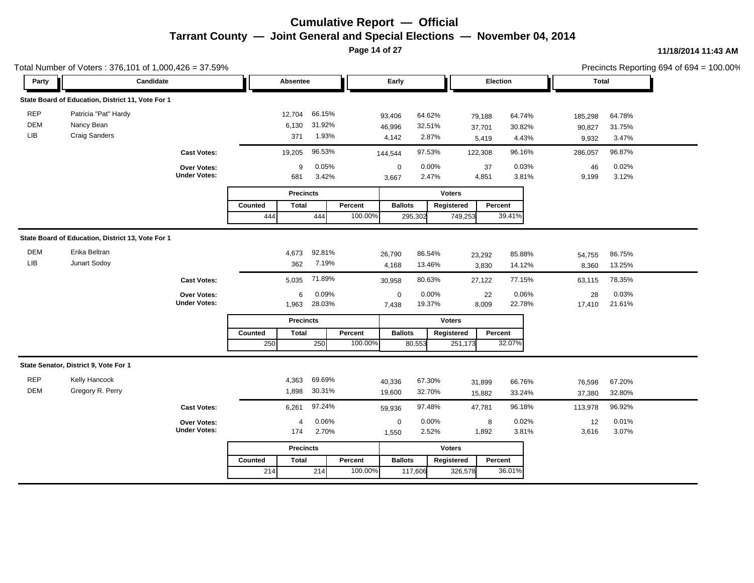# Cumulative Report — Official

## Tarrant County — Joint General and Special Elections — November 04, 2014

11/18/2014 11:43 AM

Total Number of Voters : 376,101 of 1,000,426 = 37.59%

Precincts Reporting 694 of 694 = 100.00%

### State Board of Education, District 11, Vote For 1

| Party | Candidate | Absentee | | Early | | Election | | Total | |
|---|---|---|---|---|---|---|---|---|---|
| REP | Patricia "Pat" Hardy | 12,704 | 66.15% | 93,406 | 64.62% | 79,188 | 64.74% | 185,298 | 64.78% |
| DEM | Nancy Bean | 6,130 | 31.92% | 46,996 | 32.51% | 37,701 | 30.82% | 90,827 | 31.75% |
| LIB | Craig Sanders | 371 | 1.93% | 4,142 | 2.87% | 5,419 | 4.43% | 9,932 | 3.47% |
| | **Cast Votes:** | 19,205 | 96.53% | 144,544 | 97.53% | 122,308 | 96.16% | 286,057 | 96.87% |
| | **Over Votes:** | 9 | 0.05% | 0 | 0.00% | 37 | 0.03% | 46 | 0.02% |
| | **Under Votes:** | 681 | 3.42% | 3,667 | 2.47% | 4,851 | 3.81% | 9,199 | 3.12% |

| Precincts | | | Voters | | |
|---|---|---|---|---|---|
| Counted | Total | Percent | Ballots | Registered | Percent |
| 444 | 444 | 100.00% | 295,302 | 749,253 | 39.41% |

### State Board of Education, District 13, Vote For 1

| Party | Candidate | Absentee | | Early | | Election | | Total | |
|---|---|---|---|---|---|---|---|---|---|
| DEM | Erika Beltran | 4,673 | 92.81% | 26,790 | 86.54% | 23,292 | 85.88% | 54,755 | 86.75% |
| LIB | Junart Sodoy | 362 | 7.19% | 4,168 | 13.46% | 3,830 | 14.12% | 8,360 | 13.25% |
| | **Cast Votes:** | 5,035 | 71.89% | 30,958 | 80.63% | 27,122 | 77.15% | 63,115 | 78.35% |
| | **Over Votes:** | 6 | 0.09% | 0 | 0.00% | 22 | 0.06% | 28 | 0.03% |
| | **Under Votes:** | 1,963 | 28.03% | 7,438 | 19.37% | 8,009 | 22.78% | 17,410 | 21.61% |

| Precincts | | | Voters | | |
|---|---|---|---|---|---|
| Counted | Total | Percent | Ballots | Registered | Percent |
| 250 | 250 | 100.00% | 80,553 | 251,173 | 32.07% |

### State Senator, District 9, Vote For 1

| Party | Candidate | Absentee | | Early | | Election | | Total | |
|---|---|---|---|---|---|---|---|---|---|
| REP | Kelly Hancock | 4,363 | 69.69% | 40,336 | 67.30% | 31,899 | 66.76% | 76,598 | 67.20% |
| DEM | Gregory R. Perry | 1,898 | 30.31% | 19,600 | 32.70% | 15,882 | 33.24% | 37,380 | 32.80% |
| | **Cast Votes:** | 6,261 | 97.24% | 59,936 | 97.48% | 47,781 | 96.18% | 113,978 | 96.92% |
| | **Over Votes:** | 4 | 0.06% | 0 | 0.00% | 8 | 0.02% | 12 | 0.01% |
| | **Under Votes:** | 174 | 2.70% | 1,550 | 2.52% | 1,892 | 3.81% | 3,616 | 3.07% |

| Precincts | | | Voters | | |
|---|---|---|---|---|---|
| Counted | Total | Percent | Ballots | Registered | Percent |
| 214 | 214 | 100.00% | 117,606 | 326,578 | 36.01% |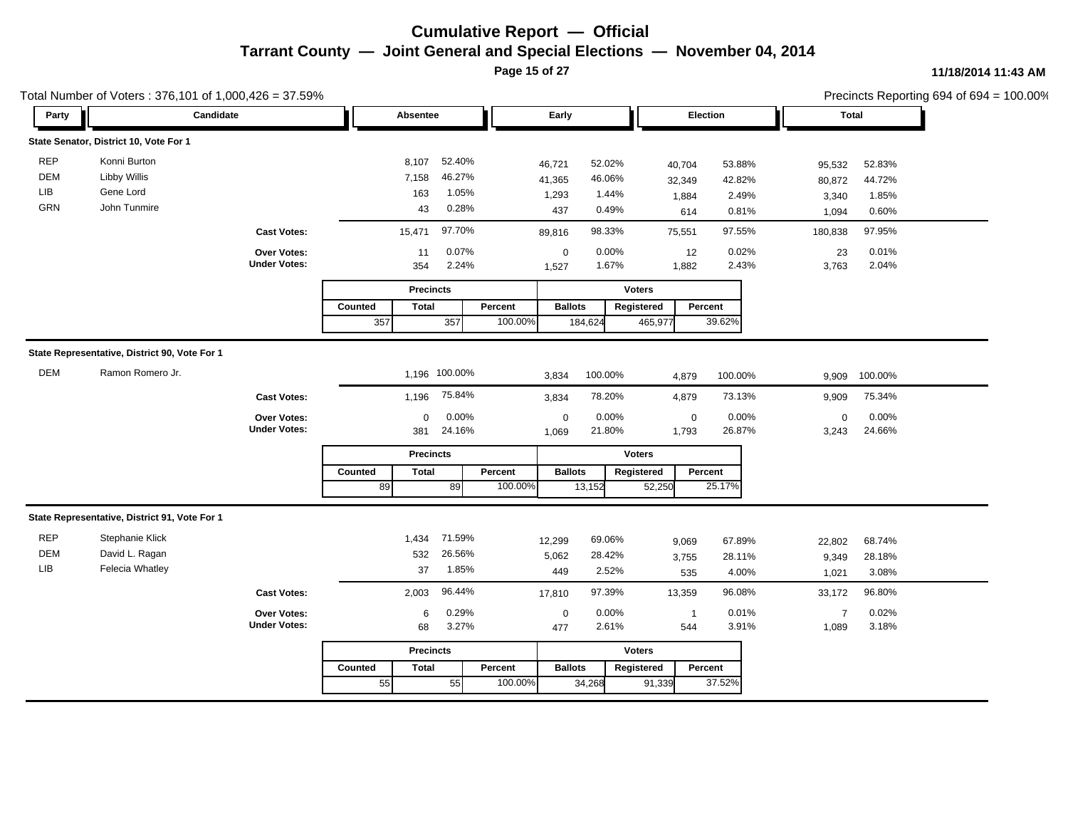# Cumulative Report — Official

## Tarrant County — Joint General and Special Elections — November 04, 2014

11/18/2014 11:43 AM

Total Number of Voters : 376,101 of 1,000,426 = 37.59%

Precincts Reporting 694 of 694 = 100.00%

### State Senator, District 10, Vote For 1

| Party | Candidate | Absentee | | Early | | Election | | Total | |
|---|---|---|---|---|---|---|---|---|---|
| REP | Konni Burton | 8,107 | 52.40% | 46,721 | 52.02% | 40,704 | 53.88% | 95,532 | 52.83% |
| DEM | Libby Willis | 7,158 | 46.27% | 41,365 | 46.06% | 32,349 | 42.82% | 80,872 | 44.72% |
| LIB | Gene Lord | 163 | 1.05% | 1,293 | 1.44% | 1,884 | 2.49% | 3,340 | 1.85% |
| GRN | John Tunmire | 43 | 0.28% | 437 | 0.49% | 614 | 0.81% | 1,094 | 0.60% |
| | **Cast Votes:** | 15,471 | 97.70% | 89,816 | 98.33% | 75,551 | 97.55% | 180,838 | 97.95% |
| | **Over Votes:** | 11 | 0.07% | 0 | 0.00% | 12 | 0.02% | 23 | 0.01% |
| | **Under Votes:** | 354 | 2.24% | 1,527 | 1.67% | 1,882 | 2.43% | 3,763 | 2.04% |

| Precincts | | | Voters | | |
|---|---|---|---|---|---|
| Counted | Total | Percent | Ballots | Registered | Percent |
| 357 | 357 | 100.00% | 184,624 | 465,977 | 39.62% |

### State Representative, District 90, Vote For 1

| Party | Candidate | Absentee | | Early | | Election | | Total | |
|---|---|---|---|---|---|---|---|---|---|
| DEM | Ramon Romero Jr. | 1,196 | 100.00% | 3,834 | 100.00% | 4,879 | 100.00% | 9,909 | 100.00% |
| | **Cast Votes:** | 1,196 | 75.84% | 3,834 | 78.20% | 4,879 | 73.13% | 9,909 | 75.34% |
| | **Over Votes:** | 0 | 0.00% | 0 | 0.00% | 0 | 0.00% | 0 | 0.00% |
| | **Under Votes:** | 381 | 24.16% | 1,069 | 21.80% | 1,793 | 26.87% | 3,243 | 24.66% |

| Precincts | | | Voters | | |
|---|---|---|---|---|---|
| Counted | Total | Percent | Ballots | Registered | Percent |
| 89 | 89 | 100.00% | 13,152 | 52,250 | 25.17% |

### State Representative, District 91, Vote For 1

| Party | Candidate | Absentee | | Early | | Election | | Total | |
|---|---|---|---|---|---|---|---|---|---|
| REP | Stephanie Klick | 1,434 | 71.59% | 12,299 | 69.06% | 9,069 | 67.89% | 22,802 | 68.74% |
| DEM | David L. Ragan | 532 | 26.56% | 5,062 | 28.42% | 3,755 | 28.11% | 9,349 | 28.18% |
| LIB | Felecia Whatley | 37 | 1.85% | 449 | 2.52% | 535 | 4.00% | 1,021 | 3.08% |
| | **Cast Votes:** | 2,003 | 96.44% | 17,810 | 97.39% | 13,359 | 96.08% | 33,172 | 96.80% |
| | **Over Votes:** | 6 | 0.29% | 0 | 0.00% | 1 | 0.01% | 7 | 0.02% |
| | **Under Votes:** | 68 | 3.27% | 477 | 2.61% | 544 | 3.91% | 1,089 | 3.18% |

| Precincts | | | Voters | | |
|---|---|---|---|---|---|
| Counted | Total | Percent | Ballots | Registered | Percent |
| 55 | 55 | 100.00% | 34,268 | 91,339 | 37.52% |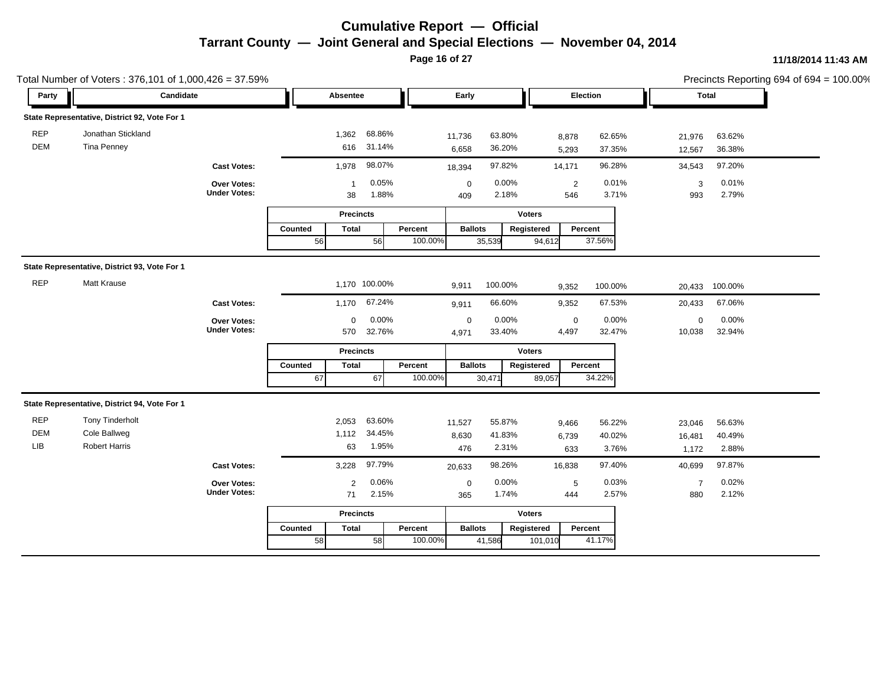# Cumulative Report — Official

## Tarrant County — Joint General and Special Elections — November 04, 2014

11/18/2014 11:43 AM

Total Number of Voters : 376,101 of 1,000,426 = 37.59%

Precincts Reporting 694 of 694 = 100.00%

### State Representative, District 92, Vote For 1

| Party | Candidate | Absentee | | Early | | Election | | Total | |
|---|---|---|---|---|---|---|---|---|---|
| REP | Jonathan Stickland | 1,362 | 68.86% | 11,736 | 63.80% | 8,878 | 62.65% | 21,976 | 63.62% |
| DEM | Tina Penney | 616 | 31.14% | 6,658 | 36.20% | 5,293 | 37.35% | 12,567 | 36.38% |
| | **Cast Votes:** | 1,978 | 98.07% | 18,394 | 97.82% | 14,171 | 96.28% | 34,543 | 97.20% |
| | **Over Votes:** | 1 | 0.05% | 0 | 0.00% | 2 | 0.01% | 3 | 0.01% |
| | **Under Votes:** | 38 | 1.88% | 409 | 2.18% | 546 | 3.71% | 993 | 2.79% |

| Precincts Counted | Precincts Total | Precincts Percent | Voters Ballots | Voters Registered | Voters Percent |
|---|---|---|---|---|---|
| 56 | 56 | 100.00% | 35,539 | 94,612 | 37.56% |

### State Representative, District 93, Vote For 1

| Party | Candidate | Absentee | | Early | | Election | | Total | |
|---|---|---|---|---|---|---|---|---|---|
| REP | Matt Krause | 1,170 | 100.00% | 9,911 | 100.00% | 9,352 | 100.00% | 20,433 | 100.00% |
| | **Cast Votes:** | 1,170 | 67.24% | 9,911 | 66.60% | 9,352 | 67.53% | 20,433 | 67.06% |
| | **Over Votes:** | 0 | 0.00% | 0 | 0.00% | 0 | 0.00% | 0 | 0.00% |
| | **Under Votes:** | 570 | 32.76% | 4,971 | 33.40% | 4,497 | 32.47% | 10,038 | 32.94% |

| Precincts Counted | Precincts Total | Precincts Percent | Voters Ballots | Voters Registered | Voters Percent |
|---|---|---|---|---|---|
| 67 | 67 | 100.00% | 30,471 | 89,057 | 34.22% |

### State Representative, District 94, Vote For 1

| Party | Candidate | Absentee | | Early | | Election | | Total | |
|---|---|---|---|---|---|---|---|---|---|
| REP | Tony Tinderholt | 2,053 | 63.60% | 11,527 | 55.87% | 9,466 | 56.22% | 23,046 | 56.63% |
| DEM | Cole Ballweg | 1,112 | 34.45% | 8,630 | 41.83% | 6,739 | 40.02% | 16,481 | 40.49% |
| LIB | Robert Harris | 63 | 1.95% | 476 | 2.31% | 633 | 3.76% | 1,172 | 2.88% |
| | **Cast Votes:** | 3,228 | 97.79% | 20,633 | 98.26% | 16,838 | 97.40% | 40,699 | 97.87% |
| | **Over Votes:** | 2 | 0.06% | 0 | 0.00% | 5 | 0.03% | 7 | 0.02% |
| | **Under Votes:** | 71 | 2.15% | 365 | 1.74% | 444 | 2.57% | 880 | 2.12% |

| Precincts Counted | Precincts Total | Precincts Percent | Voters Ballots | Voters Registered | Voters Percent |
|---|---|---|---|---|---|
| 58 | 58 | 100.00% | 41,586 | 101,010 | 41.17% |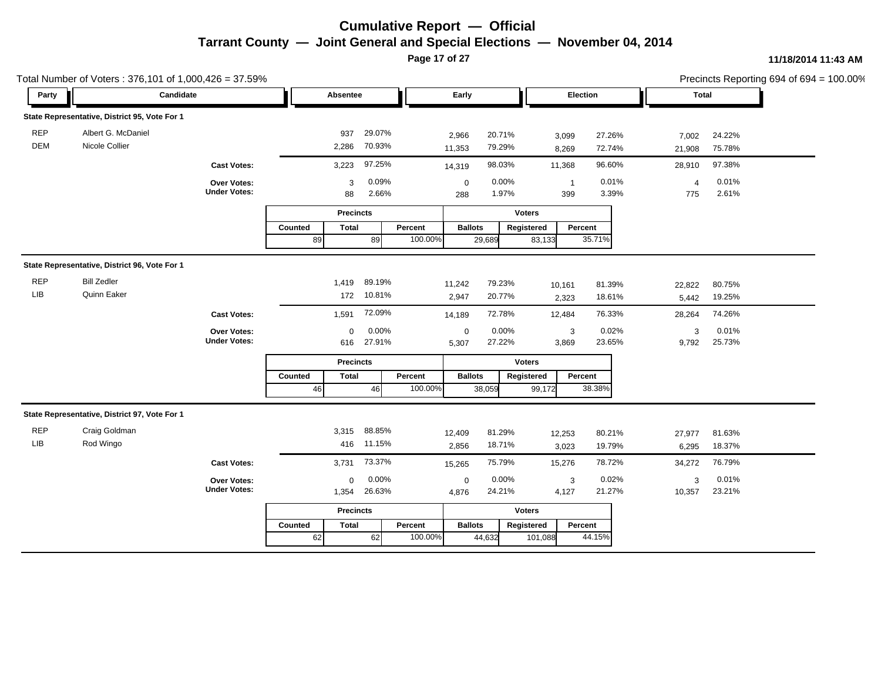# Cumulative Report — Official

## Tarrant County — Joint General and Special Elections — November 04, 2014

11/18/2014 11:43 AM

Total Number of Voters : 376,101 of 1,000,426 = 37.59%

Precincts Reporting 694 of 694 = 100.00%

### State Representative, District 95, Vote For 1

| Party | Candidate | Absentee | | Early | | Election | | Total | |
|---|---|---|---|---|---|---|---|---|---|
| REP | Albert G. McDaniel | 937 | 29.07% | 2,966 | 20.71% | 3,099 | 27.26% | 7,002 | 24.22% |
| DEM | Nicole Collier | 2,286 | 70.93% | 11,353 | 79.29% | 8,269 | 72.74% | 21,908 | 75.78% |
| | **Cast Votes:** | 3,223 | 97.25% | 14,319 | 98.03% | 11,368 | 96.60% | 28,910 | 97.38% |
| | **Over Votes:** | 3 | 0.09% | 0 | 0.00% | 1 | 0.01% | 4 | 0.01% |
| | **Under Votes:** | 88 | 2.66% | 288 | 1.97% | 399 | 3.39% | 775 | 2.61% |

| Precincts | | | Voters | | |
|---|---|---|---|---|---|
| Counted | Total | Percent | Ballots | Registered | Percent |
| 89 | 89 | 100.00% | 29,689 | 83,133 | 35.71% |

### State Representative, District 96, Vote For 1

| Party | Candidate | Absentee | | Early | | Election | | Total | |
|---|---|---|---|---|---|---|---|---|---|
| REP | Bill Zedler | 1,419 | 89.19% | 11,242 | 79.23% | 10,161 | 81.39% | 22,822 | 80.75% |
| LIB | Quinn Eaker | 172 | 10.81% | 2,947 | 20.77% | 2,323 | 18.61% | 5,442 | 19.25% |
| | **Cast Votes:** | 1,591 | 72.09% | 14,189 | 72.78% | 12,484 | 76.33% | 28,264 | 74.26% |
| | **Over Votes:** | 0 | 0.00% | 0 | 0.00% | 3 | 0.02% | 3 | 0.01% |
| | **Under Votes:** | 616 | 27.91% | 5,307 | 27.22% | 3,869 | 23.65% | 9,792 | 25.73% |

| Precincts | | | Voters | | |
|---|---|---|---|---|---|
| Counted | Total | Percent | Ballots | Registered | Percent |
| 46 | 46 | 100.00% | 38,059 | 99,172 | 38.38% |

### State Representative, District 97, Vote For 1

| Party | Candidate | Absentee | | Early | | Election | | Total | |
|---|---|---|---|---|---|---|---|---|---|
| REP | Craig Goldman | 3,315 | 88.85% | 12,409 | 81.29% | 12,253 | 80.21% | 27,977 | 81.63% |
| LIB | Rod Wingo | 416 | 11.15% | 2,856 | 18.71% | 3,023 | 19.79% | 6,295 | 18.37% |
| | **Cast Votes:** | 3,731 | 73.37% | 15,265 | 75.79% | 15,276 | 78.72% | 34,272 | 76.79% |
| | **Over Votes:** | 0 | 0.00% | 0 | 0.00% | 3 | 0.02% | 3 | 0.01% |
| | **Under Votes:** | 1,354 | 26.63% | 4,876 | 24.21% | 4,127 | 21.27% | 10,357 | 23.21% |

| Precincts | | | Voters | | |
|---|---|---|---|---|---|
| Counted | Total | Percent | Ballots | Registered | Percent |
| 62 | 62 | 100.00% | 44,632 | 101,088 | 44.15% |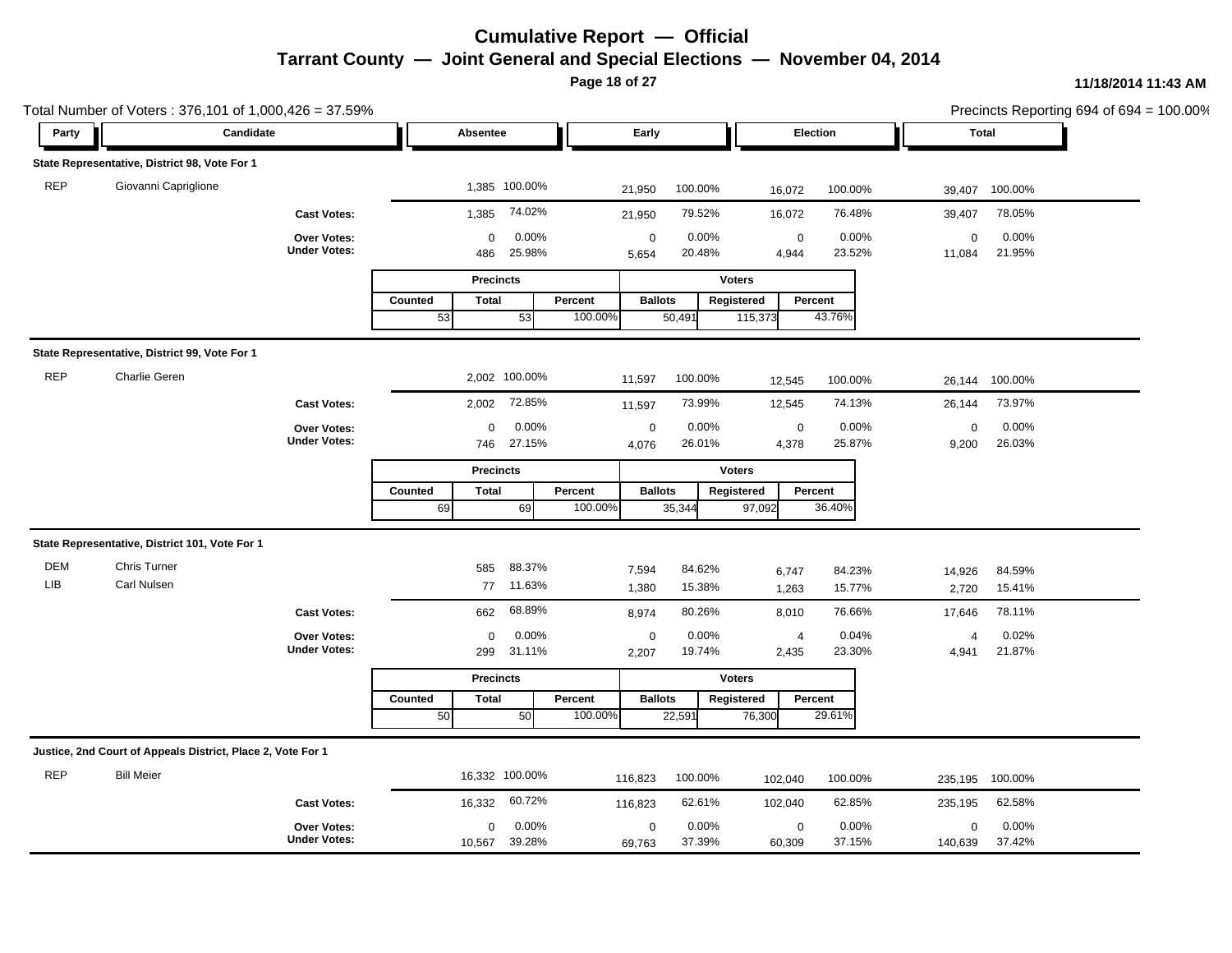# Cumulative Report — Official

## Tarrant County — Joint General and Special Elections — November 04, 2014

11/18/2014 11:43 AM

Total Number of Voters : 376,101 of 1,000,426 = 37.59%

Precincts Reporting 694 of 694 = 100.00%

### State Representative, District 98, Vote For 1

| Party | Candidate | Absentee | | Early | | Election | | Total | |
|---|---|---|---|---|---|---|---|---|---|
| REP | Giovanni Capriglione | 1,385 | 100.00% | 21,950 | 100.00% | 16,072 | 100.00% | 39,407 | 100.00% |
| | **Cast Votes:** | 1,385 | 74.02% | 21,950 | 79.52% | 16,072 | 76.48% | 39,407 | 78.05% |
| | **Over Votes:** | 0 | 0.00% | 0 | 0.00% | 0 | 0.00% | 0 | 0.00% |
| | **Under Votes:** | 486 | 25.98% | 5,654 | 20.48% | 4,944 | 23.52% | 11,084 | 21.95% |

| Precincts | | | Voters | | |
|---|---|---|---|---|---|
| Counted | Total | Percent | Ballots | Registered | Percent |
| 53 | 53 | 100.00% | 50,491 | 115,373 | 43.76% |

### State Representative, District 99, Vote For 1

| Party | Candidate | Absentee | | Early | | Election | | Total | |
|---|---|---|---|---|---|---|---|---|---|
| REP | Charlie Geren | 2,002 | 100.00% | 11,597 | 100.00% | 12,545 | 100.00% | 26,144 | 100.00% |
| | **Cast Votes:** | 2,002 | 72.85% | 11,597 | 73.99% | 12,545 | 74.13% | 26,144 | 73.97% |
| | **Over Votes:** | 0 | 0.00% | 0 | 0.00% | 0 | 0.00% | 0 | 0.00% |
| | **Under Votes:** | 746 | 27.15% | 4,076 | 26.01% | 4,378 | 25.87% | 9,200 | 26.03% |

| Precincts | | | Voters | | |
|---|---|---|---|---|---|
| Counted | Total | Percent | Ballots | Registered | Percent |
| 69 | 69 | 100.00% | 35,344 | 97,092 | 36.40% |

### State Representative, District 101, Vote For 1

| Party | Candidate | Absentee | | Early | | Election | | Total | |
|---|---|---|---|---|---|---|---|---|---|
| DEM | Chris Turner | 585 | 88.37% | 7,594 | 84.62% | 6,747 | 84.23% | 14,926 | 84.59% |
| LIB | Carl Nulsen | 77 | 11.63% | 1,380 | 15.38% | 1,263 | 15.77% | 2,720 | 15.41% |
| | **Cast Votes:** | 662 | 68.89% | 8,974 | 80.26% | 8,010 | 76.66% | 17,646 | 78.11% |
| | **Over Votes:** | 0 | 0.00% | 0 | 0.00% | 4 | 0.04% | 4 | 0.02% |
| | **Under Votes:** | 299 | 31.11% | 2,207 | 19.74% | 2,435 | 23.30% | 4,941 | 21.87% |

| Precincts | | | Voters | | |
|---|---|---|---|---|---|
| Counted | Total | Percent | Ballots | Registered | Percent |
| 50 | 50 | 100.00% | 22,591 | 76,300 | 29.61% |

### Justice, 2nd Court of Appeals District, Place 2, Vote For 1

| Party | Candidate | Absentee | | Early | | Election | | Total | |
|---|---|---|---|---|---|---|---|---|---|
| REP | Bill Meier | 16,332 | 100.00% | 116,823 | 100.00% | 102,040 | 100.00% | 235,195 | 100.00% |
| | **Cast Votes:** | 16,332 | 60.72% | 116,823 | 62.61% | 102,040 | 62.85% | 235,195 | 62.58% |
| | **Over Votes:** | 0 | 0.00% | 0 | 0.00% | 0 | 0.00% | 0 | 0.00% |
| | **Under Votes:** | 10,567 | 39.28% | 69,763 | 37.39% | 60,309 | 37.15% | 140,639 | 37.42% |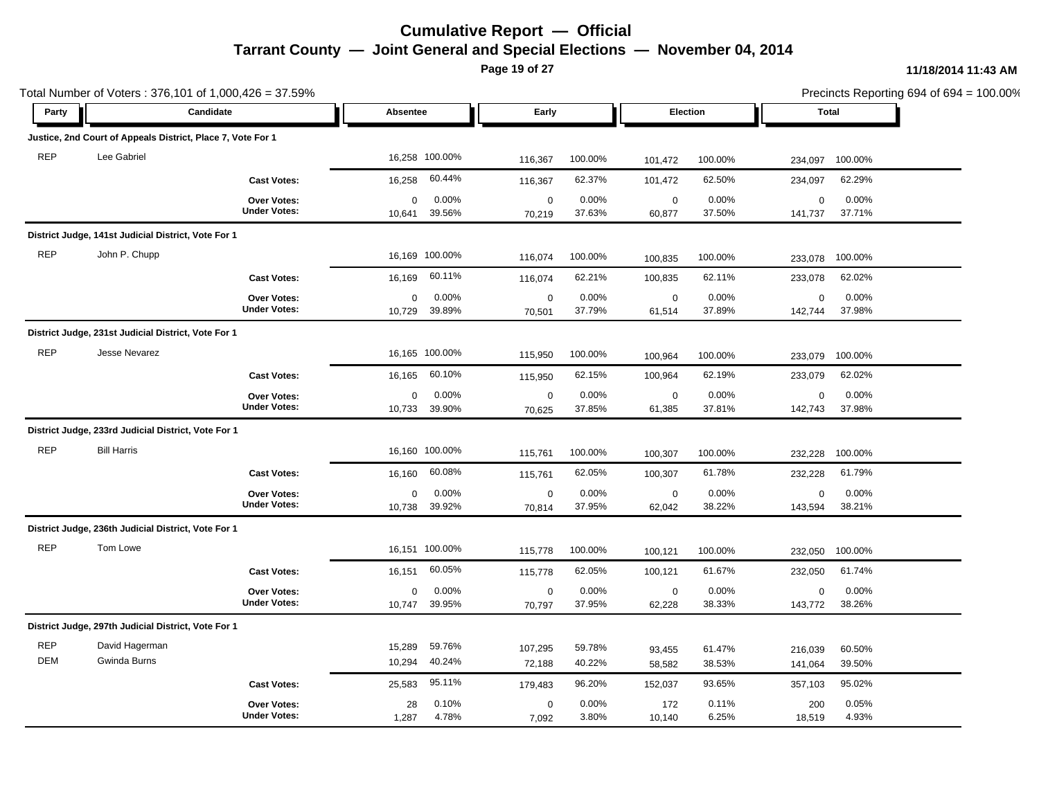# Cumulative Report — Official

## Tarrant County — Joint General and Special Elections — November 04, 2014

11/18/2014 11:43 AM

Total Number of Voters : 376,101 of 1,000,426 = 37.59%

Precincts Reporting 694 of 694 = 100.00%

| Party | Candidate | Absentee | | Early | | Election | | Total | |
|---|---|---|---|---|---|---|---|---|---|
| **Justice, 2nd Court of Appeals District, Place 7, Vote For 1** | | | | | | | | | |
| REP | Lee Gabriel | 16,258 | 100.00% | 116,367 | 100.00% | 101,472 | 100.00% | 234,097 | 100.00% |
| | **Cast Votes:** | 16,258 | 60.44% | 116,367 | 62.37% | 101,472 | 62.50% | 234,097 | 62.29% |
| | **Over Votes:** | 0 | 0.00% | 0 | 0.00% | 0 | 0.00% | 0 | 0.00% |
| | **Under Votes:** | 10,641 | 39.56% | 70,219 | 37.63% | 60,877 | 37.50% | 141,737 | 37.71% |
| **District Judge, 141st Judicial District, Vote For 1** | | | | | | | | | |
| REP | John P. Chupp | 16,169 | 100.00% | 116,074 | 100.00% | 100,835 | 100.00% | 233,078 | 100.00% |
| | **Cast Votes:** | 16,169 | 60.11% | 116,074 | 62.21% | 100,835 | 62.11% | 233,078 | 62.02% |
| | **Over Votes:** | 0 | 0.00% | 0 | 0.00% | 0 | 0.00% | 0 | 0.00% |
| | **Under Votes:** | 10,729 | 39.89% | 70,501 | 37.79% | 61,514 | 37.89% | 142,744 | 37.98% |
| **District Judge, 231st Judicial District, Vote For 1** | | | | | | | | | |
| REP | Jesse Nevarez | 16,165 | 100.00% | 115,950 | 100.00% | 100,964 | 100.00% | 233,079 | 100.00% |
| | **Cast Votes:** | 16,165 | 60.10% | 115,950 | 62.15% | 100,964 | 62.19% | 233,079 | 62.02% |
| | **Over Votes:** | 0 | 0.00% | 0 | 0.00% | 0 | 0.00% | 0 | 0.00% |
| | **Under Votes:** | 10,733 | 39.90% | 70,625 | 37.85% | 61,385 | 37.81% | 142,743 | 37.98% |
| **District Judge, 233rd Judicial District, Vote For 1** | | | | | | | | | |
| REP | Bill Harris | 16,160 | 100.00% | 115,761 | 100.00% | 100,307 | 100.00% | 232,228 | 100.00% |
| | **Cast Votes:** | 16,160 | 60.08% | 115,761 | 62.05% | 100,307 | 61.78% | 232,228 | 61.79% |
| | **Over Votes:** | 0 | 0.00% | 0 | 0.00% | 0 | 0.00% | 0 | 0.00% |
| | **Under Votes:** | 10,738 | 39.92% | 70,814 | 37.95% | 62,042 | 38.22% | 143,594 | 38.21% |
| **District Judge, 236th Judicial District, Vote For 1** | | | | | | | | | |
| REP | Tom Lowe | 16,151 | 100.00% | 115,778 | 100.00% | 100,121 | 100.00% | 232,050 | 100.00% |
| | **Cast Votes:** | 16,151 | 60.05% | 115,778 | 62.05% | 100,121 | 61.67% | 232,050 | 61.74% |
| | **Over Votes:** | 0 | 0.00% | 0 | 0.00% | 0 | 0.00% | 0 | 0.00% |
| | **Under Votes:** | 10,747 | 39.95% | 70,797 | 37.95% | 62,228 | 38.33% | 143,772 | 38.26% |
| **District Judge, 297th Judicial District, Vote For 1** | | | | | | | | | |
| REP | David Hagerman | 15,289 | 59.76% | 107,295 | 59.78% | 93,455 | 61.47% | 216,039 | 60.50% |
| DEM | Gwinda Burns | 10,294 | 40.24% | 72,188 | 40.22% | 58,582 | 38.53% | 141,064 | 39.50% |
| | **Cast Votes:** | 25,583 | 95.11% | 179,483 | 96.20% | 152,037 | 93.65% | 357,103 | 95.02% |
| | **Over Votes:** | 28 | 0.10% | 0 | 0.00% | 172 | 0.11% | 200 | 0.05% |
| | **Under Votes:** | 1,287 | 4.78% | 7,092 | 3.80% | 10,140 | 6.25% | 18,519 | 4.93% |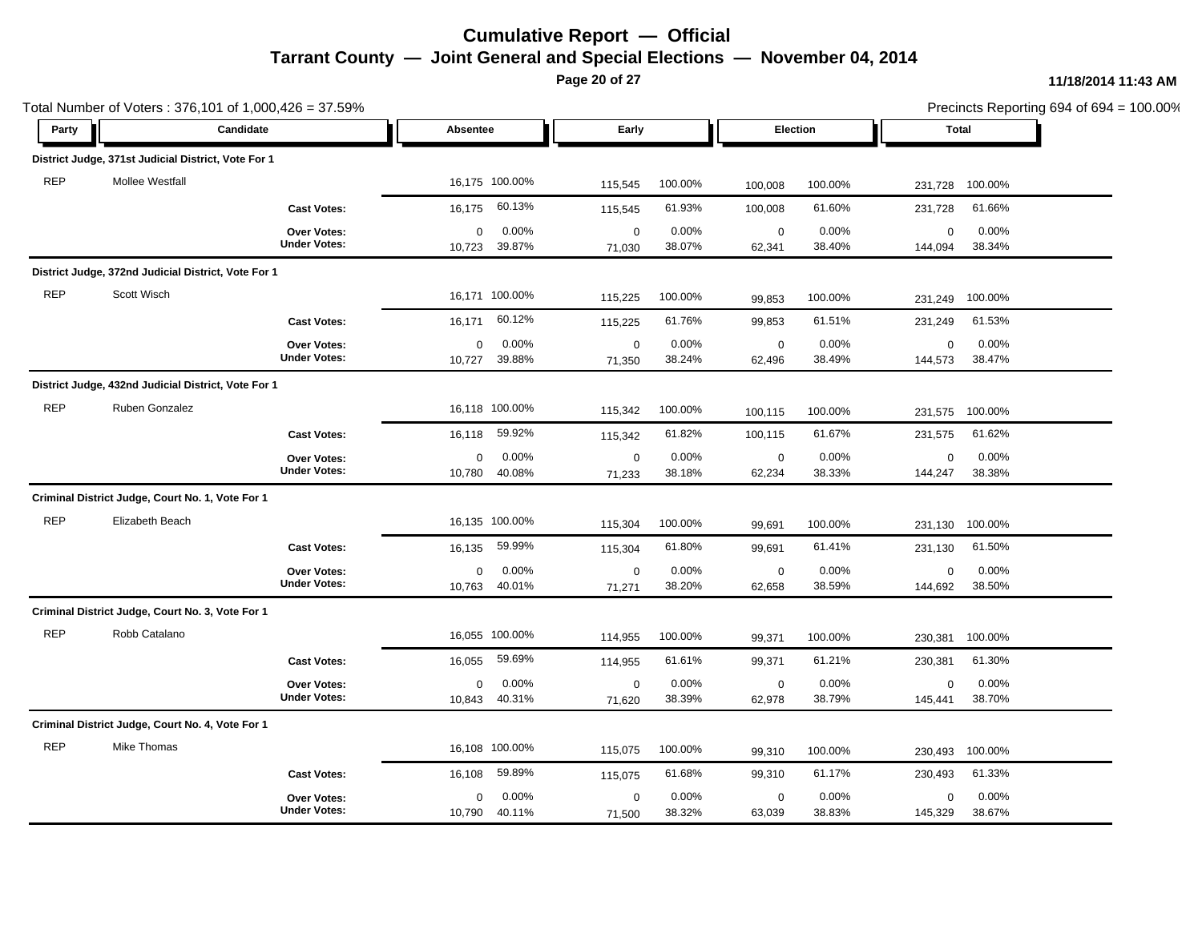# Cumulative Report — Official

## Tarrant County — Joint General and Special Elections — November 04, 2014

11/18/2014 11:43 AM

Total Number of Voters : 376,101 of 1,000,426 = 37.59%

Precincts Reporting 694 of 694 = 100.00%

| Party | Candidate | Absentee | | Early | | Election | | Total | |
|---|---|---|---|---|---|---|---|---|---|
| **District Judge, 371st Judicial District, Vote For 1** | | | | | | | | | |
| REP | Mollee Westfall | 16,175 | 100.00% | 115,545 | 100.00% | 100,008 | 100.00% | 231,728 | 100.00% |
| | **Cast Votes:** | 16,175 | 60.13% | 115,545 | 61.93% | 100,008 | 61.60% | 231,728 | 61.66% |
| | **Over Votes:** | 0 | 0.00% | 0 | 0.00% | 0 | 0.00% | 0 | 0.00% |
| | **Under Votes:** | 10,723 | 39.87% | 71,030 | 38.07% | 62,341 | 38.40% | 144,094 | 38.34% |
| **District Judge, 372nd Judicial District, Vote For 1** | | | | | | | | | |
| REP | Scott Wisch | 16,171 | 100.00% | 115,225 | 100.00% | 99,853 | 100.00% | 231,249 | 100.00% |
| | **Cast Votes:** | 16,171 | 60.12% | 115,225 | 61.76% | 99,853 | 61.51% | 231,249 | 61.53% |
| | **Over Votes:** | 0 | 0.00% | 0 | 0.00% | 0 | 0.00% | 0 | 0.00% |
| | **Under Votes:** | 10,727 | 39.88% | 71,350 | 38.24% | 62,496 | 38.49% | 144,573 | 38.47% |
| **District Judge, 432nd Judicial District, Vote For 1** | | | | | | | | | |
| REP | Ruben Gonzalez | 16,118 | 100.00% | 115,342 | 100.00% | 100,115 | 100.00% | 231,575 | 100.00% |
| | **Cast Votes:** | 16,118 | 59.92% | 115,342 | 61.82% | 100,115 | 61.67% | 231,575 | 61.62% |
| | **Over Votes:** | 0 | 0.00% | 0 | 0.00% | 0 | 0.00% | 0 | 0.00% |
| | **Under Votes:** | 10,780 | 40.08% | 71,233 | 38.18% | 62,234 | 38.33% | 144,247 | 38.38% |
| **Criminal District Judge, Court No. 1, Vote For 1** | | | | | | | | | |
| REP | Elizabeth Beach | 16,135 | 100.00% | 115,304 | 100.00% | 99,691 | 100.00% | 231,130 | 100.00% |
| | **Cast Votes:** | 16,135 | 59.99% | 115,304 | 61.80% | 99,691 | 61.41% | 231,130 | 61.50% |
| | **Over Votes:** | 0 | 0.00% | 0 | 0.00% | 0 | 0.00% | 0 | 0.00% |
| | **Under Votes:** | 10,763 | 40.01% | 71,271 | 38.20% | 62,658 | 38.59% | 144,692 | 38.50% |
| **Criminal District Judge, Court No. 3, Vote For 1** | | | | | | | | | |
| REP | Robb Catalano | 16,055 | 100.00% | 114,955 | 100.00% | 99,371 | 100.00% | 230,381 | 100.00% |
| | **Cast Votes:** | 16,055 | 59.69% | 114,955 | 61.61% | 99,371 | 61.21% | 230,381 | 61.30% |
| | **Over Votes:** | 0 | 0.00% | 0 | 0.00% | 0 | 0.00% | 0 | 0.00% |
| | **Under Votes:** | 10,843 | 40.31% | 71,620 | 38.39% | 62,978 | 38.79% | 145,441 | 38.70% |
| **Criminal District Judge, Court No. 4, Vote For 1** | | | | | | | | | |
| REP | Mike Thomas | 16,108 | 100.00% | 115,075 | 100.00% | 99,310 | 100.00% | 230,493 | 100.00% |
| | **Cast Votes:** | 16,108 | 59.89% | 115,075 | 61.68% | 99,310 | 61.17% | 230,493 | 61.33% |
| | **Over Votes:** | 0 | 0.00% | 0 | 0.00% | 0 | 0.00% | 0 | 0.00% |
| | **Under Votes:** | 10,790 | 40.11% | 71,500 | 38.32% | 63,039 | 38.83% | 145,329 | 38.67% |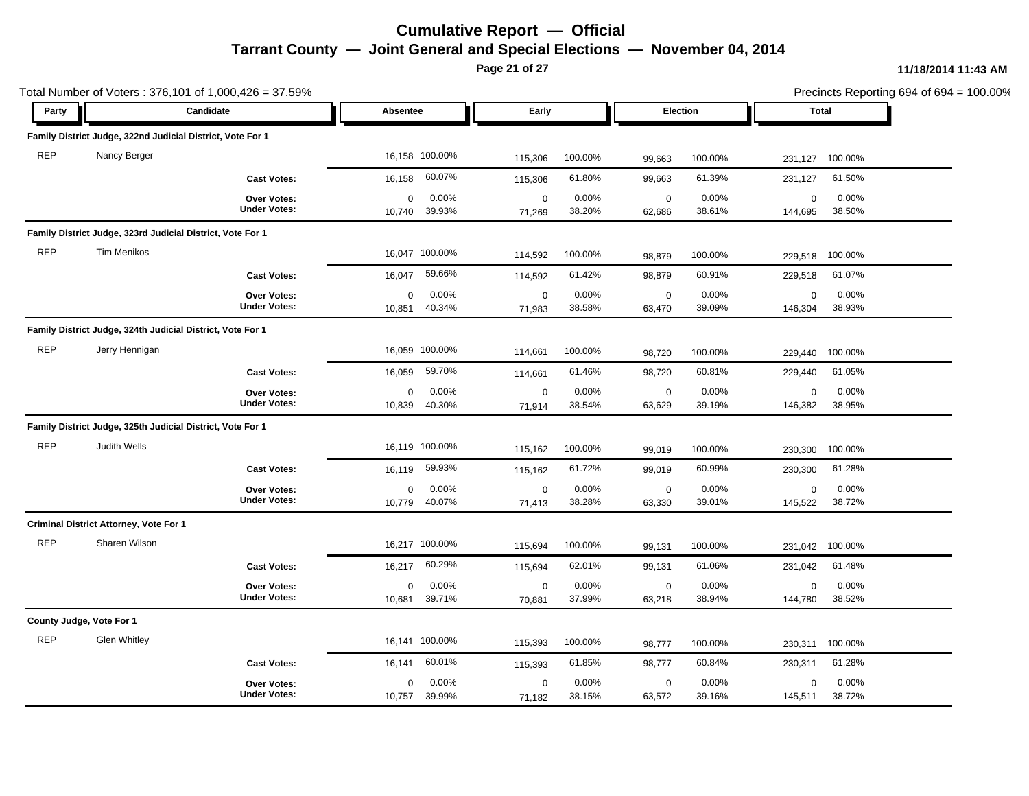# Cumulative Report — Official

## Tarrant County — Joint General and Special Elections — November 04, 2014

11/18/2014 11:43 AM

Total Number of Voters : 376,101 of 1,000,426 = 37.59%

Precincts Reporting 694 of 694 = 100.00%

| Party | Candidate | Absentee | | Early | | Election | | Total | |
|---|---|---|---|---|---|---|---|---|---|
| **Family District Judge, 322nd Judicial District, Vote For 1** | | | | | | | | | |
| REP | Nancy Berger | 16,158 | 100.00% | 115,306 | 100.00% | 99,663 | 100.00% | 231,127 | 100.00% |
| | **Cast Votes:** | 16,158 | 60.07% | 115,306 | 61.80% | 99,663 | 61.39% | 231,127 | 61.50% |
| | **Over Votes:** | 0 | 0.00% | 0 | 0.00% | 0 | 0.00% | 0 | 0.00% |
| | **Under Votes:** | 10,740 | 39.93% | 71,269 | 38.20% | 62,686 | 38.61% | 144,695 | 38.50% |
| **Family District Judge, 323rd Judicial District, Vote For 1** | | | | | | | | | |
| REP | Tim Menikos | 16,047 | 100.00% | 114,592 | 100.00% | 98,879 | 100.00% | 229,518 | 100.00% |
| | **Cast Votes:** | 16,047 | 59.66% | 114,592 | 61.42% | 98,879 | 60.91% | 229,518 | 61.07% |
| | **Over Votes:** | 0 | 0.00% | 0 | 0.00% | 0 | 0.00% | 0 | 0.00% |
| | **Under Votes:** | 10,851 | 40.34% | 71,983 | 38.58% | 63,470 | 39.09% | 146,304 | 38.93% |
| **Family District Judge, 324th Judicial District, Vote For 1** | | | | | | | | | |
| REP | Jerry Hennigan | 16,059 | 100.00% | 114,661 | 100.00% | 98,720 | 100.00% | 229,440 | 100.00% |
| | **Cast Votes:** | 16,059 | 59.70% | 114,661 | 61.46% | 98,720 | 60.81% | 229,440 | 61.05% |
| | **Over Votes:** | 0 | 0.00% | 0 | 0.00% | 0 | 0.00% | 0 | 0.00% |
| | **Under Votes:** | 10,839 | 40.30% | 71,914 | 38.54% | 63,629 | 39.19% | 146,382 | 38.95% |
| **Family District Judge, 325th Judicial District, Vote For 1** | | | | | | | | | |
| REP | Judith Wells | 16,119 | 100.00% | 115,162 | 100.00% | 99,019 | 100.00% | 230,300 | 100.00% |
| | **Cast Votes:** | 16,119 | 59.93% | 115,162 | 61.72% | 99,019 | 60.99% | 230,300 | 61.28% |
| | **Over Votes:** | 0 | 0.00% | 0 | 0.00% | 0 | 0.00% | 0 | 0.00% |
| | **Under Votes:** | 10,779 | 40.07% | 71,413 | 38.28% | 63,330 | 39.01% | 145,522 | 38.72% |
| **Criminal District Attorney, Vote For 1** | | | | | | | | | |
| REP | Sharen Wilson | 16,217 | 100.00% | 115,694 | 100.00% | 99,131 | 100.00% | 231,042 | 100.00% |
| | **Cast Votes:** | 16,217 | 60.29% | 115,694 | 62.01% | 99,131 | 61.06% | 231,042 | 61.48% |
| | **Over Votes:** | 0 | 0.00% | 0 | 0.00% | 0 | 0.00% | 0 | 0.00% |
| | **Under Votes:** | 10,681 | 39.71% | 70,881 | 37.99% | 63,218 | 38.94% | 144,780 | 38.52% |
| **County Judge, Vote For 1** | | | | | | | | | |
| REP | Glen Whitley | 16,141 | 100.00% | 115,393 | 100.00% | 98,777 | 100.00% | 230,311 | 100.00% |
| | **Cast Votes:** | 16,141 | 60.01% | 115,393 | 61.85% | 98,777 | 60.84% | 230,311 | 61.28% |
| | **Over Votes:** | 0 | 0.00% | 0 | 0.00% | 0 | 0.00% | 0 | 0.00% |
| | **Under Votes:** | 10,757 | 39.99% | 71,182 | 38.15% | 63,572 | 39.16% | 145,511 | 38.72% |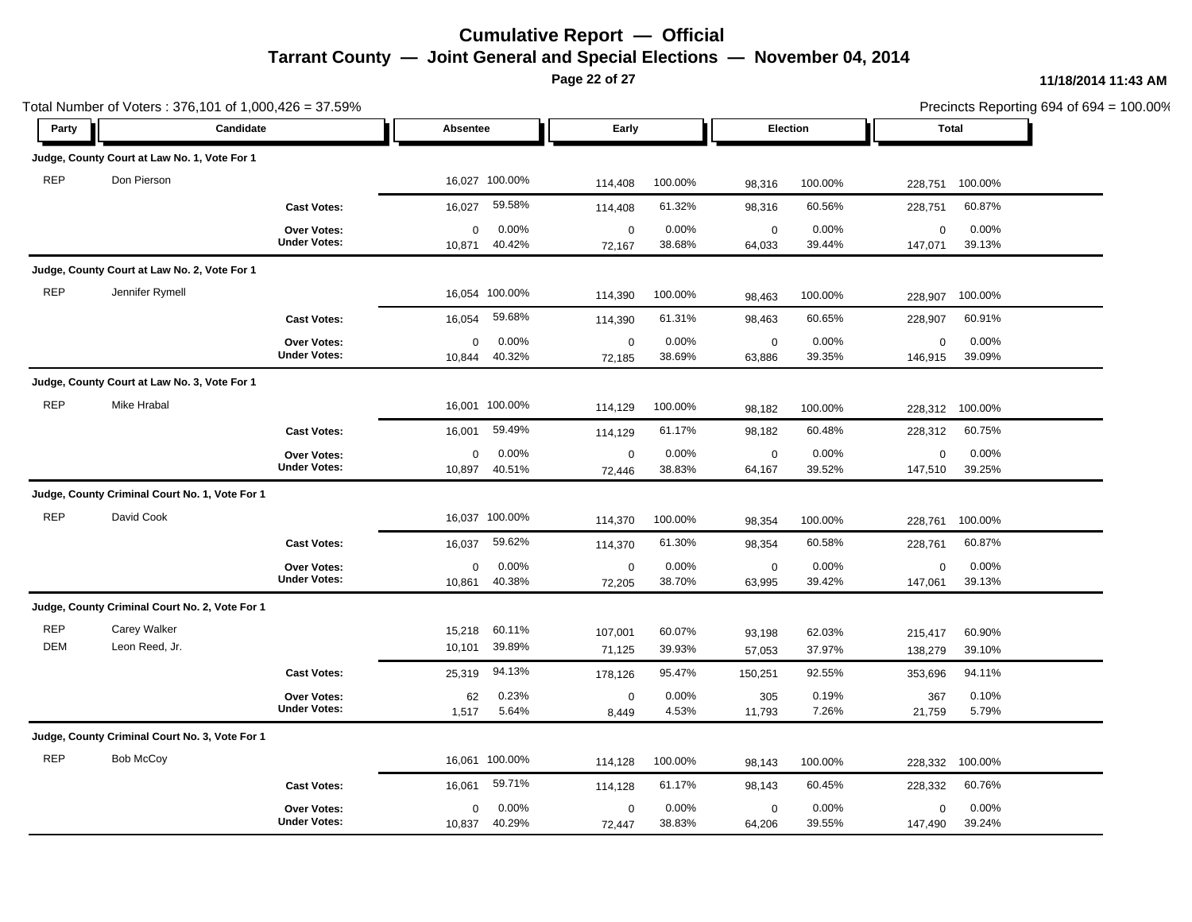# Cumulative Report — Official

## Tarrant County — Joint General and Special Elections — November 04, 2014

11/18/2014 11:43 AM

Total Number of Voters : 376,101 of 1,000,426 = 37.59%

Precincts Reporting 694 of 694 = 100.00%

| Party | Candidate | | Absentee | | Early | | Election | | Total | |
|---|---|---|---|---|---|---|---|---|---|---|
| **Judge, County Court at Law No. 1, Vote For 1** | | | | | | | | | | |
| REP | Don Pierson | | 16,027 | 100.00% | 114,408 | 100.00% | 98,316 | 100.00% | 228,751 | 100.00% |
| | | **Cast Votes:** | 16,027 | 59.58% | 114,408 | 61.32% | 98,316 | 60.56% | 228,751 | 60.87% |
| | | **Over Votes:** | 0 | 0.00% | 0 | 0.00% | 0 | 0.00% | 0 | 0.00% |
| | | **Under Votes:** | 10,871 | 40.42% | 72,167 | 38.68% | 64,033 | 39.44% | 147,071 | 39.13% |
| **Judge, County Court at Law No. 2, Vote For 1** | | | | | | | | | | |
| REP | Jennifer Rymell | | 16,054 | 100.00% | 114,390 | 100.00% | 98,463 | 100.00% | 228,907 | 100.00% |
| | | **Cast Votes:** | 16,054 | 59.68% | 114,390 | 61.31% | 98,463 | 60.65% | 228,907 | 60.91% |
| | | **Over Votes:** | 0 | 0.00% | 0 | 0.00% | 0 | 0.00% | 0 | 0.00% |
| | | **Under Votes:** | 10,844 | 40.32% | 72,185 | 38.69% | 63,886 | 39.35% | 146,915 | 39.09% |
| **Judge, County Court at Law No. 3, Vote For 1** | | | | | | | | | | |
| REP | Mike Hrabal | | 16,001 | 100.00% | 114,129 | 100.00% | 98,182 | 100.00% | 228,312 | 100.00% |
| | | **Cast Votes:** | 16,001 | 59.49% | 114,129 | 61.17% | 98,182 | 60.48% | 228,312 | 60.75% |
| | | **Over Votes:** | 0 | 0.00% | 0 | 0.00% | 0 | 0.00% | 0 | 0.00% |
| | | **Under Votes:** | 10,897 | 40.51% | 72,446 | 38.83% | 64,167 | 39.52% | 147,510 | 39.25% |
| **Judge, County Criminal Court No. 1, Vote For 1** | | | | | | | | | | |
| REP | David Cook | | 16,037 | 100.00% | 114,370 | 100.00% | 98,354 | 100.00% | 228,761 | 100.00% |
| | | **Cast Votes:** | 16,037 | 59.62% | 114,370 | 61.30% | 98,354 | 60.58% | 228,761 | 60.87% |
| | | **Over Votes:** | 0 | 0.00% | 0 | 0.00% | 0 | 0.00% | 0 | 0.00% |
| | | **Under Votes:** | 10,861 | 40.38% | 72,205 | 38.70% | 63,995 | 39.42% | 147,061 | 39.13% |
| **Judge, County Criminal Court No. 2, Vote For 1** | | | | | | | | | | |
| REP | Carey Walker | | 15,218 | 60.11% | 107,001 | 60.07% | 93,198 | 62.03% | 215,417 | 60.90% |
| DEM | Leon Reed, Jr. | | 10,101 | 39.89% | 71,125 | 39.93% | 57,053 | 37.97% | 138,279 | 39.10% |
| | | **Cast Votes:** | 25,319 | 94.13% | 178,126 | 95.47% | 150,251 | 92.55% | 353,696 | 94.11% |
| | | **Over Votes:** | 62 | 0.23% | 0 | 0.00% | 305 | 0.19% | 367 | 0.10% |
| | | **Under Votes:** | 1,517 | 5.64% | 8,449 | 4.53% | 11,793 | 7.26% | 21,759 | 5.79% |
| **Judge, County Criminal Court No. 3, Vote For 1** | | | | | | | | | | |
| REP | Bob McCoy | | 16,061 | 100.00% | 114,128 | 100.00% | 98,143 | 100.00% | 228,332 | 100.00% |
| | | **Cast Votes:** | 16,061 | 59.71% | 114,128 | 61.17% | 98,143 | 60.45% | 228,332 | 60.76% |
| | | **Over Votes:** | 0 | 0.00% | 0 | 0.00% | 0 | 0.00% | 0 | 0.00% |
| | | **Under Votes:** | 10,837 | 40.29% | 72,447 | 38.83% | 64,206 | 39.55% | 147,490 | 39.24% |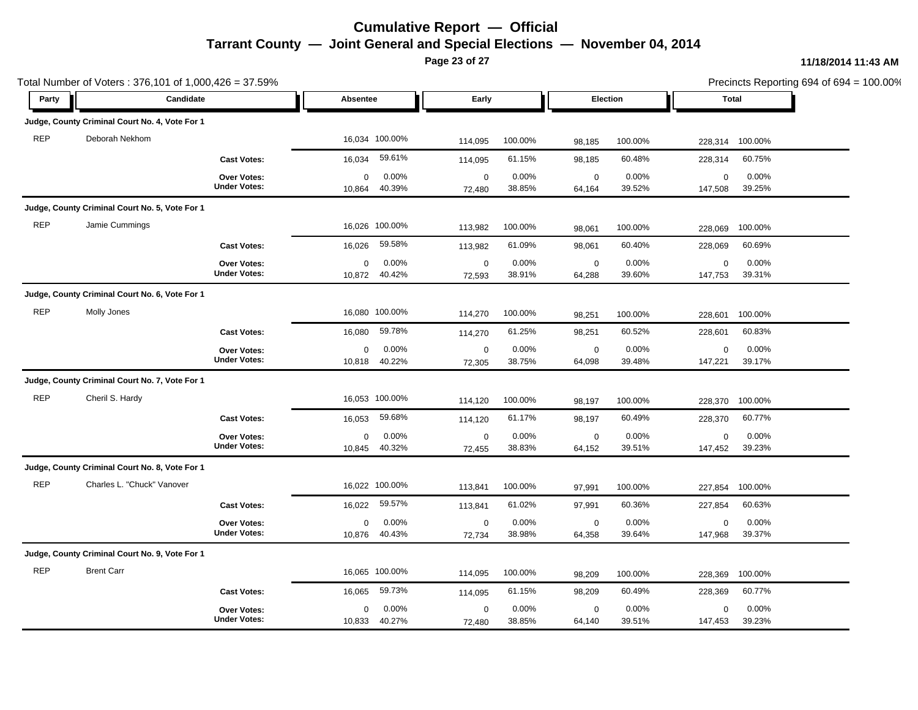# Cumulative Report — Official

## Tarrant County — Joint General and Special Elections — November 04, 2014

11/18/2014 11:43 AM

Total Number of Voters : 376,101 of 1,000,426 = 37.59%

Precincts Reporting 694 of 694 = 100.00%

| Party | Candidate | | Absentee | | Early | | Election | | Total | |
|---|---|---|---|---|---|---|---|---|---|---|
| **Judge, County Criminal Court No. 4, Vote For 1** | | | | | | | | | | |
| REP | Deborah Nekhom | | 16,034 | 100.00% | 114,095 | 100.00% | 98,185 | 100.00% | 228,314 | 100.00% |
| | | **Cast Votes:** | 16,034 | 59.61% | 114,095 | 61.15% | 98,185 | 60.48% | 228,314 | 60.75% |
| | | **Over Votes:** | 0 | 0.00% | 0 | 0.00% | 0 | 0.00% | 0 | 0.00% |
| | | **Under Votes:** | 10,864 | 40.39% | 72,480 | 38.85% | 64,164 | 39.52% | 147,508 | 39.25% |
| **Judge, County Criminal Court No. 5, Vote For 1** | | | | | | | | | | |
| REP | Jamie Cummings | | 16,026 | 100.00% | 113,982 | 100.00% | 98,061 | 100.00% | 228,069 | 100.00% |
| | | **Cast Votes:** | 16,026 | 59.58% | 113,982 | 61.09% | 98,061 | 60.40% | 228,069 | 60.69% |
| | | **Over Votes:** | 0 | 0.00% | 0 | 0.00% | 0 | 0.00% | 0 | 0.00% |
| | | **Under Votes:** | 10,872 | 40.42% | 72,593 | 38.91% | 64,288 | 39.60% | 147,753 | 39.31% |
| **Judge, County Criminal Court No. 6, Vote For 1** | | | | | | | | | | |
| REP | Molly Jones | | 16,080 | 100.00% | 114,270 | 100.00% | 98,251 | 100.00% | 228,601 | 100.00% |
| | | **Cast Votes:** | 16,080 | 59.78% | 114,270 | 61.25% | 98,251 | 60.52% | 228,601 | 60.83% |
| | | **Over Votes:** | 0 | 0.00% | 0 | 0.00% | 0 | 0.00% | 0 | 0.00% |
| | | **Under Votes:** | 10,818 | 40.22% | 72,305 | 38.75% | 64,098 | 39.48% | 147,221 | 39.17% |
| **Judge, County Criminal Court No. 7, Vote For 1** | | | | | | | | | | |
| REP | Cheril S. Hardy | | 16,053 | 100.00% | 114,120 | 100.00% | 98,197 | 100.00% | 228,370 | 100.00% |
| | | **Cast Votes:** | 16,053 | 59.68% | 114,120 | 61.17% | 98,197 | 60.49% | 228,370 | 60.77% |
| | | **Over Votes:** | 0 | 0.00% | 0 | 0.00% | 0 | 0.00% | 0 | 0.00% |
| | | **Under Votes:** | 10,845 | 40.32% | 72,455 | 38.83% | 64,152 | 39.51% | 147,452 | 39.23% |
| **Judge, County Criminal Court No. 8, Vote For 1** | | | | | | | | | | |
| REP | Charles L. "Chuck" Vanover | | 16,022 | 100.00% | 113,841 | 100.00% | 97,991 | 100.00% | 227,854 | 100.00% |
| | | **Cast Votes:** | 16,022 | 59.57% | 113,841 | 61.02% | 97,991 | 60.36% | 227,854 | 60.63% |
| | | **Over Votes:** | 0 | 0.00% | 0 | 0.00% | 0 | 0.00% | 0 | 0.00% |
| | | **Under Votes:** | 10,876 | 40.43% | 72,734 | 38.98% | 64,358 | 39.64% | 147,968 | 39.37% |
| **Judge, County Criminal Court No. 9, Vote For 1** | | | | | | | | | | |
| REP | Brent Carr | | 16,065 | 100.00% | 114,095 | 100.00% | 98,209 | 100.00% | 228,369 | 100.00% |
| | | **Cast Votes:** | 16,065 | 59.73% | 114,095 | 61.15% | 98,209 | 60.49% | 228,369 | 60.77% |
| | | **Over Votes:** | 0 | 0.00% | 0 | 0.00% | 0 | 0.00% | 0 | 0.00% |
| | | **Under Votes:** | 10,833 | 40.27% | 72,480 | 38.85% | 64,140 | 39.51% | 147,453 | 39.23% |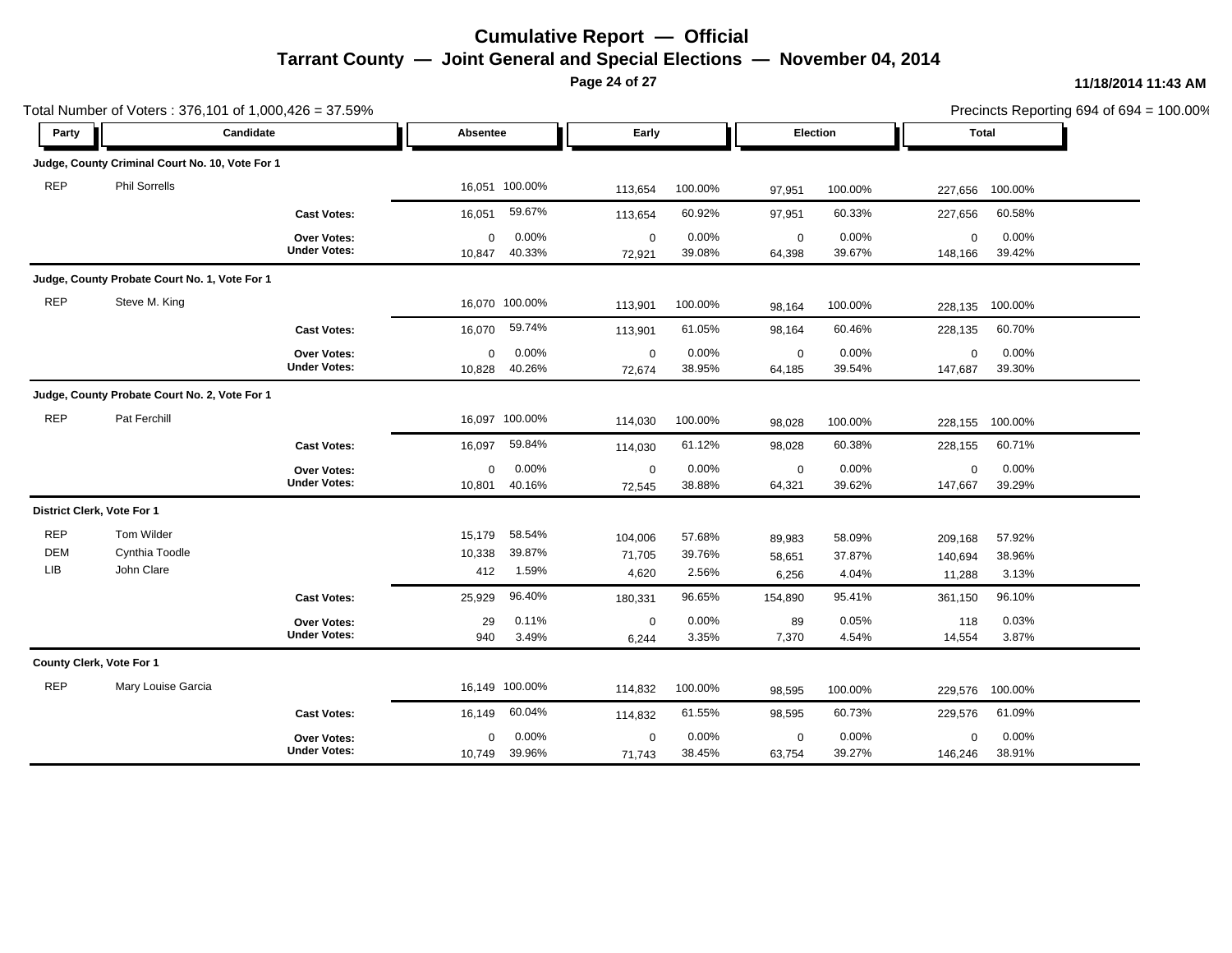# Cumulative Report — Official

## Tarrant County — Joint General and Special Elections — November 04, 2014

11/18/2014 11:43 AM

Total Number of Voters : 376,101 of 1,000,426 = 37.59%

Precincts Reporting 694 of 694 = 100.00%

| Party | Candidate | | Absentee | | Early | | Election | | Total | |
|---|---|---|---|---|---|---|---|---|---|---|
| **Judge, County Criminal Court No. 10, Vote For 1** | | | | | | | | | | |
| REP | Phil Sorrells | | 16,051 | 100.00% | 113,654 | 100.00% | 97,951 | 100.00% | 227,656 | 100.00% |
| | | **Cast Votes:** | 16,051 | 59.67% | 113,654 | 60.92% | 97,951 | 60.33% | 227,656 | 60.58% |
| | | **Over Votes:** | 0 | 0.00% | 0 | 0.00% | 0 | 0.00% | 0 | 0.00% |
| | | **Under Votes:** | 10,847 | 40.33% | 72,921 | 39.08% | 64,398 | 39.67% | 148,166 | 39.42% |
| **Judge, County Probate Court No. 1, Vote For 1** | | | | | | | | | | |
| REP | Steve M. King | | 16,070 | 100.00% | 113,901 | 100.00% | 98,164 | 100.00% | 228,135 | 100.00% |
| | | **Cast Votes:** | 16,070 | 59.74% | 113,901 | 61.05% | 98,164 | 60.46% | 228,135 | 60.70% |
| | | **Over Votes:** | 0 | 0.00% | 0 | 0.00% | 0 | 0.00% | 0 | 0.00% |
| | | **Under Votes:** | 10,828 | 40.26% | 72,674 | 38.95% | 64,185 | 39.54% | 147,687 | 39.30% |
| **Judge, County Probate Court No. 2, Vote For 1** | | | | | | | | | | |
| REP | Pat Ferchill | | 16,097 | 100.00% | 114,030 | 100.00% | 98,028 | 100.00% | 228,155 | 100.00% |
| | | **Cast Votes:** | 16,097 | 59.84% | 114,030 | 61.12% | 98,028 | 60.38% | 228,155 | 60.71% |
| | | **Over Votes:** | 0 | 0.00% | 0 | 0.00% | 0 | 0.00% | 0 | 0.00% |
| | | **Under Votes:** | 10,801 | 40.16% | 72,545 | 38.88% | 64,321 | 39.62% | 147,667 | 39.29% |
| **District Clerk, Vote For 1** | | | | | | | | | | |
| REP | Tom Wilder | | 15,179 | 58.54% | 104,006 | 57.68% | 89,983 | 58.09% | 209,168 | 57.92% |
| DEM | Cynthia Toodle | | 10,338 | 39.87% | 71,705 | 39.76% | 58,651 | 37.87% | 140,694 | 38.96% |
| LIB | John Clare | | 412 | 1.59% | 4,620 | 2.56% | 6,256 | 4.04% | 11,288 | 3.13% |
| | | **Cast Votes:** | 25,929 | 96.40% | 180,331 | 96.65% | 154,890 | 95.41% | 361,150 | 96.10% |
| | | **Over Votes:** | 29 | 0.11% | 0 | 0.00% | 89 | 0.05% | 118 | 0.03% |
| | | **Under Votes:** | 940 | 3.49% | 6,244 | 3.35% | 7,370 | 4.54% | 14,554 | 3.87% |
| **County Clerk, Vote For 1** | | | | | | | | | | |
| REP | Mary Louise Garcia | | 16,149 | 100.00% | 114,832 | 100.00% | 98,595 | 100.00% | 229,576 | 100.00% |
| | | **Cast Votes:** | 16,149 | 60.04% | 114,832 | 61.55% | 98,595 | 60.73% | 229,576 | 61.09% |
| | | **Over Votes:** | 0 | 0.00% | 0 | 0.00% | 0 | 0.00% | 0 | 0.00% |
| | | **Under Votes:** | 10,749 | 39.96% | 71,743 | 38.45% | 63,754 | 39.27% | 146,246 | 38.91% |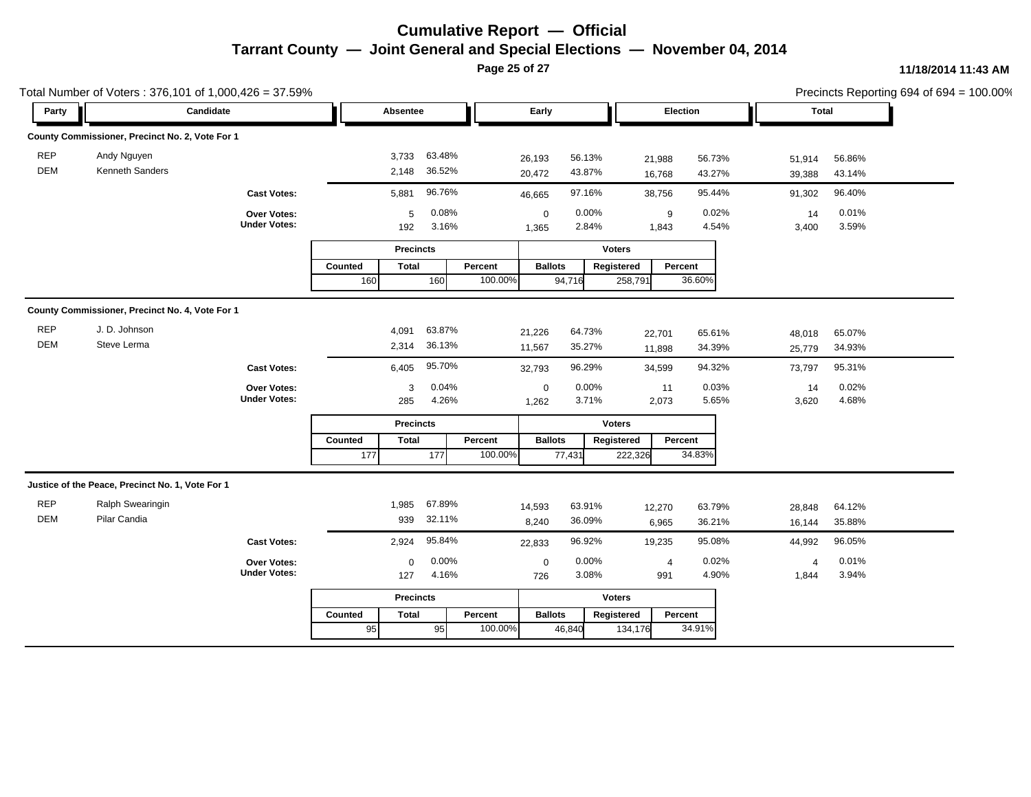# Cumulative Report — Official

## Tarrant County — Joint General and Special Elections — November 04, 2014

11/18/2014 11:43 AM

Total Number of Voters : 376,101 of 1,000,426 = 37.59%

Precincts Reporting 694 of 694 = 100.00%

### County Commissioner, Precinct No. 2, Vote For 1

| Party | Candidate | Absentee | | Early | | Election | | Total | |
|---|---|---|---|---|---|---|---|---|---|
| REP | Andy Nguyen | 3,733 | 63.48% | 26,193 | 56.13% | 21,988 | 56.73% | 51,914 | 56.86% |
| DEM | Kenneth Sanders | 2,148 | 36.52% | 20,472 | 43.87% | 16,768 | 43.27% | 39,388 | 43.14% |
| | **Cast Votes:** | 5,881 | 96.76% | 46,665 | 97.16% | 38,756 | 95.44% | 91,302 | 96.40% |
| | **Over Votes:** | 5 | 0.08% | 0 | 0.00% | 9 | 0.02% | 14 | 0.01% |
| | **Under Votes:** | 192 | 3.16% | 1,365 | 2.84% | 1,843 | 4.54% | 3,400 | 3.59% |

| Precincts | | | Voters | | |
|---|---|---|---|---|---|
| Counted | Total | Percent | Ballots | Registered | Percent |
| 160 | 160 | 100.00% | 94,716 | 258,791 | 36.60% |

### County Commissioner, Precinct No. 4, Vote For 1

| Party | Candidate | Absentee | | Early | | Election | | Total | |
|---|---|---|---|---|---|---|---|---|---|
| REP | J. D. Johnson | 4,091 | 63.87% | 21,226 | 64.73% | 22,701 | 65.61% | 48,018 | 65.07% |
| DEM | Steve Lerma | 2,314 | 36.13% | 11,567 | 35.27% | 11,898 | 34.39% | 25,779 | 34.93% |
| | **Cast Votes:** | 6,405 | 95.70% | 32,793 | 96.29% | 34,599 | 94.32% | 73,797 | 95.31% |
| | **Over Votes:** | 3 | 0.04% | 0 | 0.00% | 11 | 0.03% | 14 | 0.02% |
| | **Under Votes:** | 285 | 4.26% | 1,262 | 3.71% | 2,073 | 5.65% | 3,620 | 4.68% |

| Precincts | | | Voters | | |
|---|---|---|---|---|---|
| Counted | Total | Percent | Ballots | Registered | Percent |
| 177 | 177 | 100.00% | 77,431 | 222,326 | 34.83% |

### Justice of the Peace, Precinct No. 1, Vote For 1

| Party | Candidate | Absentee | | Early | | Election | | Total | |
|---|---|---|---|---|---|---|---|---|---|
| REP | Ralph Swearingin | 1,985 | 67.89% | 14,593 | 63.91% | 12,270 | 63.79% | 28,848 | 64.12% |
| DEM | Pilar Candia | 939 | 32.11% | 8,240 | 36.09% | 6,965 | 36.21% | 16,144 | 35.88% |
| | **Cast Votes:** | 2,924 | 95.84% | 22,833 | 96.92% | 19,235 | 95.08% | 44,992 | 96.05% |
| | **Over Votes:** | 0 | 0.00% | 0 | 0.00% | 4 | 0.02% | 4 | 0.01% |
| | **Under Votes:** | 127 | 4.16% | 726 | 3.08% | 991 | 4.90% | 1,844 | 3.94% |

| Precincts | | | Voters | | |
|---|---|---|---|---|---|
| Counted | Total | Percent | Ballots | Registered | Percent |
| 95 | 95 | 100.00% | 46,840 | 134,176 | 34.91% |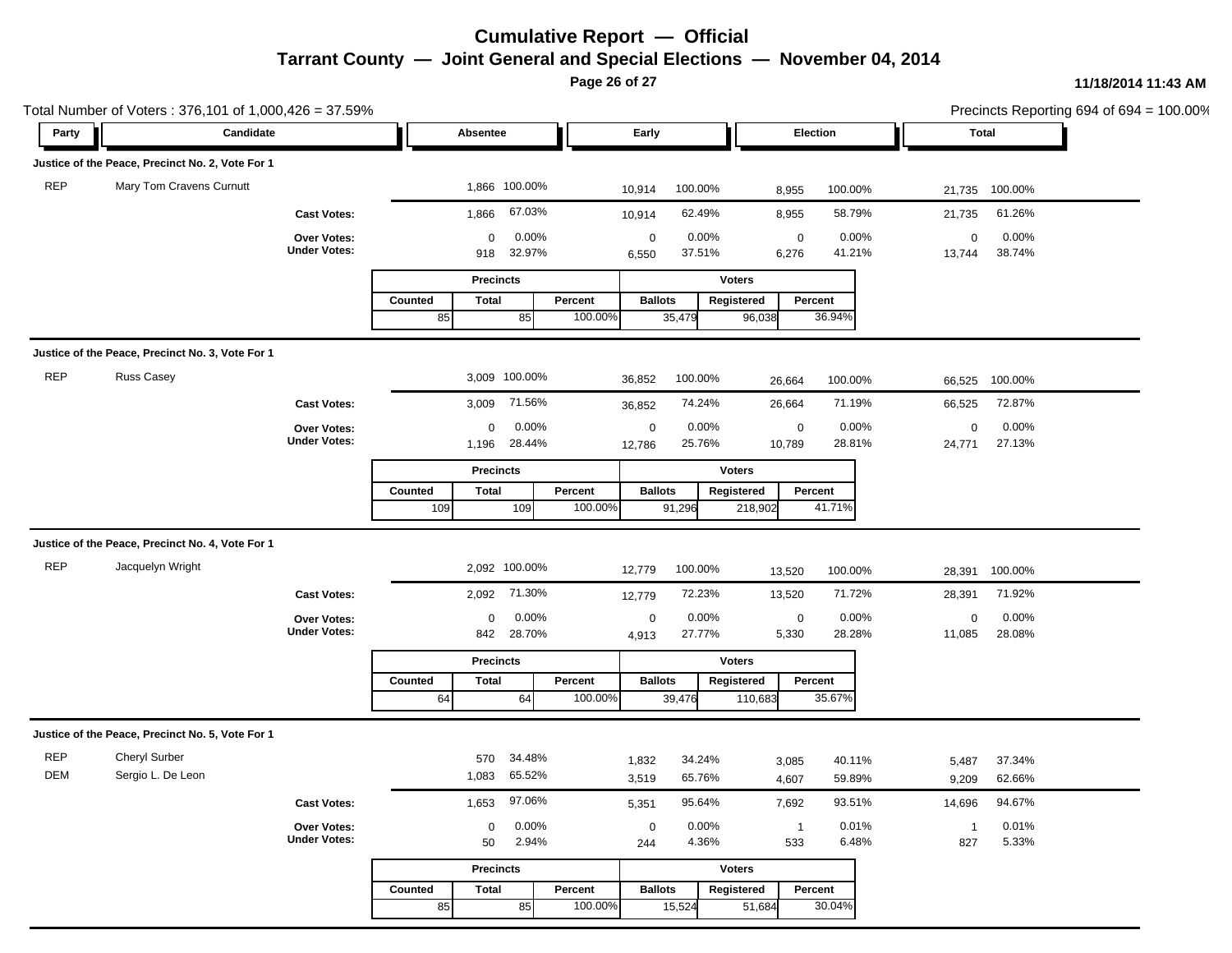# Cumulative Report — Official

## Tarrant County — Joint General and Special Elections — November 04, 2014

11/18/2014 11:43 AM

Total Number of Voters : 376,101 of 1,000,426 = 37.59%

Precincts Reporting 694 of 694 = 100.00%

### Justice of the Peace, Precinct No. 2, Vote For 1

| Party | Candidate | Absentee | | Early | | Election | | Total | |
|---|---|---|---|---|---|---|---|---|---|
| REP | Mary Tom Cravens Curnutt | 1,866 | 100.00% | 10,914 | 100.00% | 8,955 | 100.00% | 21,735 | 100.00% |
| | Cast Votes: | 1,866 | 67.03% | 10,914 | 62.49% | 8,955 | 58.79% | 21,735 | 61.26% |
| | Over Votes: | 0 | 0.00% | 0 | 0.00% | 0 | 0.00% | 0 | 0.00% |
| | Under Votes: | 918 | 32.97% | 6,550 | 37.51% | 6,276 | 41.21% | 13,744 | 38.74% |

| Precincts | | | Voters | | |
|---|---|---|---|---|---|
| Counted | Total | Percent | Ballots | Registered | Percent |
| 85 | 85 | 100.00% | 35,479 | 96,038 | 36.94% |

### Justice of the Peace, Precinct No. 3, Vote For 1

| Party | Candidate | Absentee | | Early | | Election | | Total | |
|---|---|---|---|---|---|---|---|---|---|
| REP | Russ Casey | 3,009 | 100.00% | 36,852 | 100.00% | 26,664 | 100.00% | 66,525 | 100.00% |
| | Cast Votes: | 3,009 | 71.56% | 36,852 | 74.24% | 26,664 | 71.19% | 66,525 | 72.87% |
| | Over Votes: | 0 | 0.00% | 0 | 0.00% | 0 | 0.00% | 0 | 0.00% |
| | Under Votes: | 1,196 | 28.44% | 12,786 | 25.76% | 10,789 | 28.81% | 24,771 | 27.13% |

| Precincts | | | Voters | | |
|---|---|---|---|---|---|
| Counted | Total | Percent | Ballots | Registered | Percent |
| 109 | 109 | 100.00% | 91,296 | 218,902 | 41.71% |

### Justice of the Peace, Precinct No. 4, Vote For 1

| Party | Candidate | Absentee | | Early | | Election | | Total | |
|---|---|---|---|---|---|---|---|---|---|
| REP | Jacquelyn Wright | 2,092 | 100.00% | 12,779 | 100.00% | 13,520 | 100.00% | 28,391 | 100.00% |
| | Cast Votes: | 2,092 | 71.30% | 12,779 | 72.23% | 13,520 | 71.72% | 28,391 | 71.92% |
| | Over Votes: | 0 | 0.00% | 0 | 0.00% | 0 | 0.00% | 0 | 0.00% |
| | Under Votes: | 842 | 28.70% | 4,913 | 27.77% | 5,330 | 28.28% | 11,085 | 28.08% |

| Precincts | | | Voters | | |
|---|---|---|---|---|---|
| Counted | Total | Percent | Ballots | Registered | Percent |
| 64 | 64 | 100.00% | 39,476 | 110,683 | 35.67% |

### Justice of the Peace, Precinct No. 5, Vote For 1

| Party | Candidate | Absentee | | Early | | Election | | Total | |
|---|---|---|---|---|---|---|---|---|---|
| REP | Cheryl Surber | 570 | 34.48% | 1,832 | 34.24% | 3,085 | 40.11% | 5,487 | 37.34% |
| DEM | Sergio L. De Leon | 1,083 | 65.52% | 3,519 | 65.76% | 4,607 | 59.89% | 9,209 | 62.66% |
| | Cast Votes: | 1,653 | 97.06% | 5,351 | 95.64% | 7,692 | 93.51% | 14,696 | 94.67% |
| | Over Votes: | 0 | 0.00% | 0 | 0.00% | 1 | 0.01% | 1 | 0.01% |
| | Under Votes: | 50 | 2.94% | 244 | 4.36% | 533 | 6.48% | 827 | 5.33% |

| Precincts | | | Voters | | |
|---|---|---|---|---|---|
| Counted | Total | Percent | Ballots | Registered | Percent |
| 85 | 85 | 100.00% | 15,524 | 51,684 | 30.04% |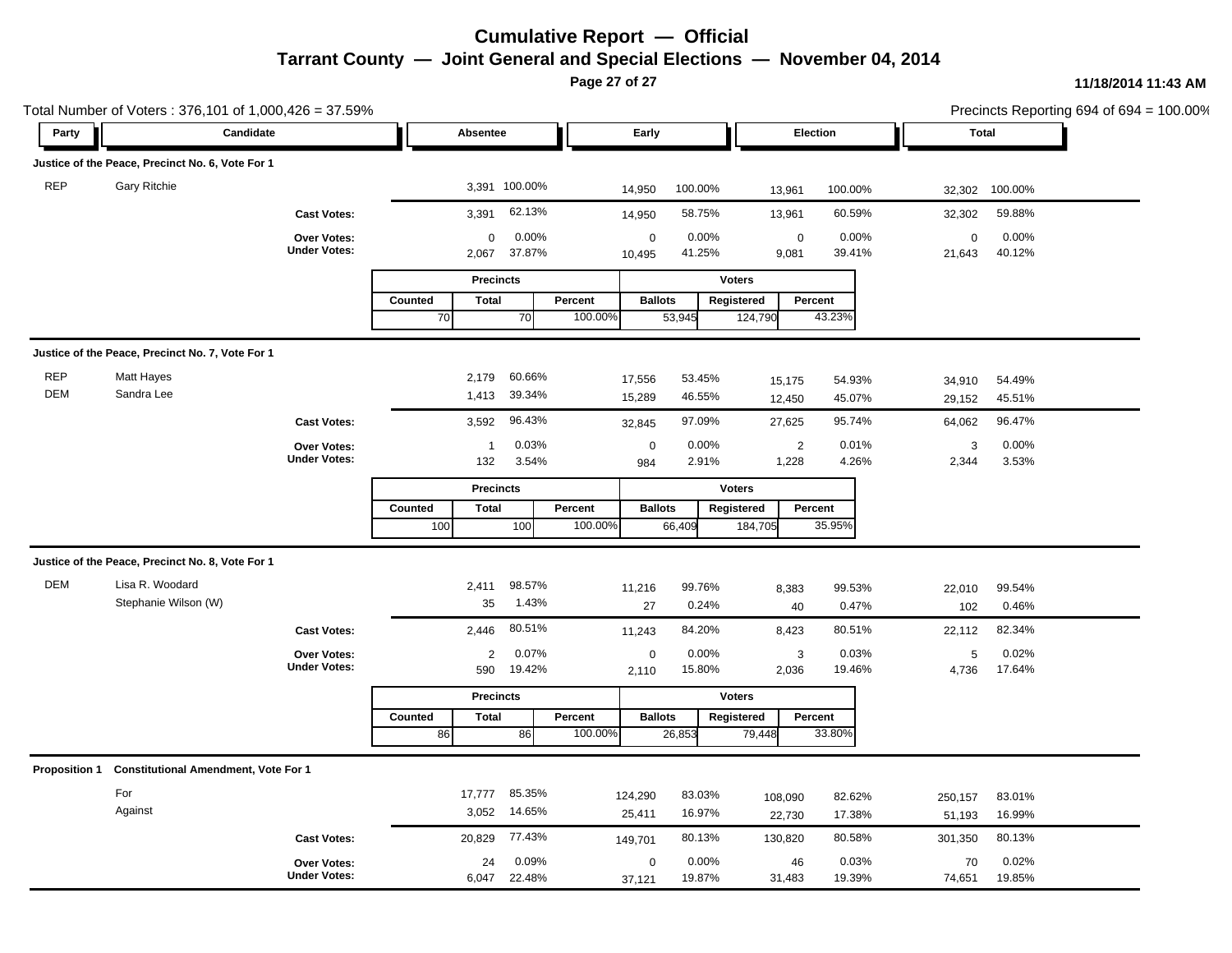# Cumulative Report — Official

## Tarrant County — Joint General and Special Elections — November 04, 2014

11/18/2014 11:43 AM

Total Number of Voters : 376,101 of 1,000,426 = 37.59%

Precincts Reporting 694 of 694 = 100.00%

### Justice of the Peace, Precinct No. 6, Vote For 1

| Party | Candidate | Absentee | | Early | | Election | | Total | |
|---|---|---|---|---|---|---|---|---|---|
| REP | Gary Ritchie | 3,391 | 100.00% | 14,950 | 100.00% | 13,961 | 100.00% | 32,302 | 100.00% |
| | Cast Votes: | 3,391 | 62.13% | 14,950 | 58.75% | 13,961 | 60.59% | 32,302 | 59.88% |
| | Over Votes: | 0 | 0.00% | 0 | 0.00% | 0 | 0.00% | 0 | 0.00% |
| | Under Votes: | 2,067 | 37.87% | 10,495 | 41.25% | 9,081 | 39.41% | 21,643 | 40.12% |

| Precincts | | | Voters | | |
|---|---|---|---|---|---|
| Counted | Total | Percent | Ballots | Registered | Percent |
| 70 | 70 | 100.00% | 53,945 | 124,790 | 43.23% |

### Justice of the Peace, Precinct No. 7, Vote For 1

| Party | Candidate | Absentee | | Early | | Election | | Total | |
|---|---|---|---|---|---|---|---|---|---|
| REP | Matt Hayes | 2,179 | 60.66% | 17,556 | 53.45% | 15,175 | 54.93% | 34,910 | 54.49% |
| DEM | Sandra Lee | 1,413 | 39.34% | 15,289 | 46.55% | 12,450 | 45.07% | 29,152 | 45.51% |
| | Cast Votes: | 3,592 | 96.43% | 32,845 | 97.09% | 27,625 | 95.74% | 64,062 | 96.47% |
| | Over Votes: | 1 | 0.03% | 0 | 0.00% | 2 | 0.01% | 3 | 0.00% |
| | Under Votes: | 132 | 3.54% | 984 | 2.91% | 1,228 | 4.26% | 2,344 | 3.53% |

| Precincts | | | Voters | | |
|---|---|---|---|---|---|
| Counted | Total | Percent | Ballots | Registered | Percent |
| 100 | 100 | 100.00% | 66,409 | 184,705 | 35.95% |

### Justice of the Peace, Precinct No. 8, Vote For 1

| Party | Candidate | Absentee | | Early | | Election | | Total | |
|---|---|---|---|---|---|---|---|---|---|
| DEM | Lisa R. Woodard | 2,411 | 98.57% | 11,216 | 99.76% | 8,383 | 99.53% | 22,010 | 99.54% |
| | Stephanie Wilson (W) | 35 | 1.43% | 27 | 0.24% | 40 | 0.47% | 102 | 0.46% |
| | Cast Votes: | 2,446 | 80.51% | 11,243 | 84.20% | 8,423 | 80.51% | 22,112 | 82.34% |
| | Over Votes: | 2 | 0.07% | 0 | 0.00% | 3 | 0.03% | 5 | 0.02% |
| | Under Votes: | 590 | 19.42% | 2,110 | 15.80% | 2,036 | 19.46% | 4,736 | 17.64% |

| Precincts | | | Voters | | |
|---|---|---|---|---|---|
| Counted | Total | Percent | Ballots | Registered | Percent |
| 86 | 86 | 100.00% | 26,853 | 79,448 | 33.80% |

### Proposition 1 Constitutional Amendment, Vote For 1

| Party | Candidate | Absentee | | Early | | Election | | Total | |
|---|---|---|---|---|---|---|---|---|---|
| | For | 17,777 | 85.35% | 124,290 | 83.03% | 108,090 | 82.62% | 250,157 | 83.01% |
| | Against | 3,052 | 14.65% | 25,411 | 16.97% | 22,730 | 17.38% | 51,193 | 16.99% |
| | Cast Votes: | 20,829 | 77.43% | 149,701 | 80.13% | 130,820 | 80.58% | 301,350 | 80.13% |
| | Over Votes: | 24 | 0.09% | 0 | 0.00% | 46 | 0.03% | 70 | 0.02% |
| | Under Votes: | 6,047 | 22.48% | 37,121 | 19.87% | 31,483 | 19.39% | 74,651 | 19.85% |